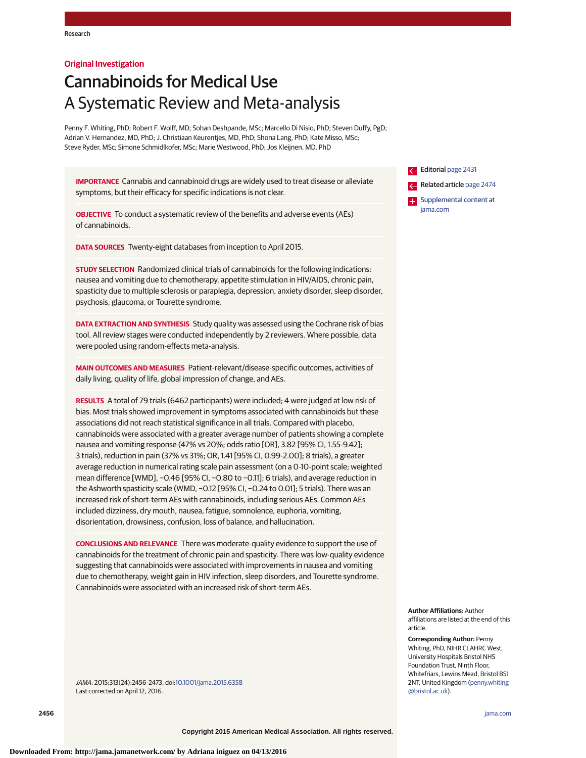Research

**Original Investigation**

# Cannabinoids for Medical Use
## A Systematic Review and Meta-analysis

Penny F. Whiting, PhD; Robert F. Wolff, MD; Sohan Deshpande, MSc; Marcello Di Nisio, PhD; Steven Duffy, PgD; Adrian V. Hernandez, MD, PhD; J. Christiaan Keurentjes, MD, PhD; Shona Lang, PhD; Kate Misso, MSc; Steve Ryder, MSc; Simone Schmidlkofer, MSc; Marie Westwood, PhD; Jos Kleijnen, MD, PhD

**IMPORTANCE** Cannabis and cannabinoid drugs are widely used to treat disease or alleviate symptoms, but their efficacy for specific indications is not clear.

**OBJECTIVE** To conduct a systematic review of the benefits and adverse events (AEs) of cannabinoids.

**DATA SOURCES** Twenty-eight databases from inception to April 2015.

**STUDY SELECTION** Randomized clinical trials of cannabinoids for the following indications: nausea and vomiting due to chemotherapy, appetite stimulation in HIV/AIDS, chronic pain, spasticity due to multiple sclerosis or paraplegia, depression, anxiety disorder, sleep disorder, psychosis, glaucoma, or Tourette syndrome.

**DATA EXTRACTION AND SYNTHESIS** Study quality was assessed using the Cochrane risk of bias tool. All review stages were conducted independently by 2 reviewers. Where possible, data were pooled using random-effects meta-analysis.

**MAIN OUTCOMES AND MEASURES** Patient-relevant/disease-specific outcomes, activities of daily living, quality of life, global impression of change, and AEs.

**RESULTS** A total of 79 trials (6462 participants) were included; 4 were judged at low risk of bias. Most trials showed improvement in symptoms associated with cannabinoids but these associations did not reach statistical significance in all trials. Compared with placebo, cannabinoids were associated with a greater average number of patients showing a complete nausea and vomiting response (47% vs 20%; odds ratio [OR], 3.82 [95% CI, 1.55-9.42]; 3 trials), reduction in pain (37% vs 31%; OR, 1.41 [95% CI, 0.99-2.00]; 8 trials), a greater average reduction in numerical rating scale pain assessment (on a 0-10-point scale; weighted mean difference [WMD], −0.46 [95% CI, −0.80 to −0.11]; 6 trials), and average reduction in the Ashworth spasticity scale (WMD, −0.12 [95% CI, −0.24 to 0.01]; 5 trials). There was an increased risk of short-term AEs with cannabinoids, including serious AEs. Common AEs included dizziness, dry mouth, nausea, fatigue, somnolence, euphoria, vomiting, disorientation, drowsiness, confusion, loss of balance, and hallucination.

**CONCLUSIONS AND RELEVANCE** There was moderate-quality evidence to support the use of cannabinoids for the treatment of chronic pain and spasticity. There was low-quality evidence suggesting that cannabinoids were associated with improvements in nausea and vomiting due to chemotherapy, weight gain in HIV infection, sleep disorders, and Tourette syndrome. Cannabinoids were associated with an increased risk of short-term AEs.

*JAMA*. 2015;313(24):2456-2473. doi:10.1001/jama.2015.6358
Last corrected on April 12, 2016.

Editorial page 2431

Related article page 2474

Supplemental content at jama.com

**Author Affiliations:** Author affiliations are listed at the end of this article.

**Corresponding Author:** Penny Whiting, PhD, NIHR CLAHRC West, University Hospitals Bristol NHS Foundation Trust, Ninth Floor, Whitefriars, Lewins Mead, Bristol BS1 2NT, United Kingdom (penny.whiting@bristol.ac.uk).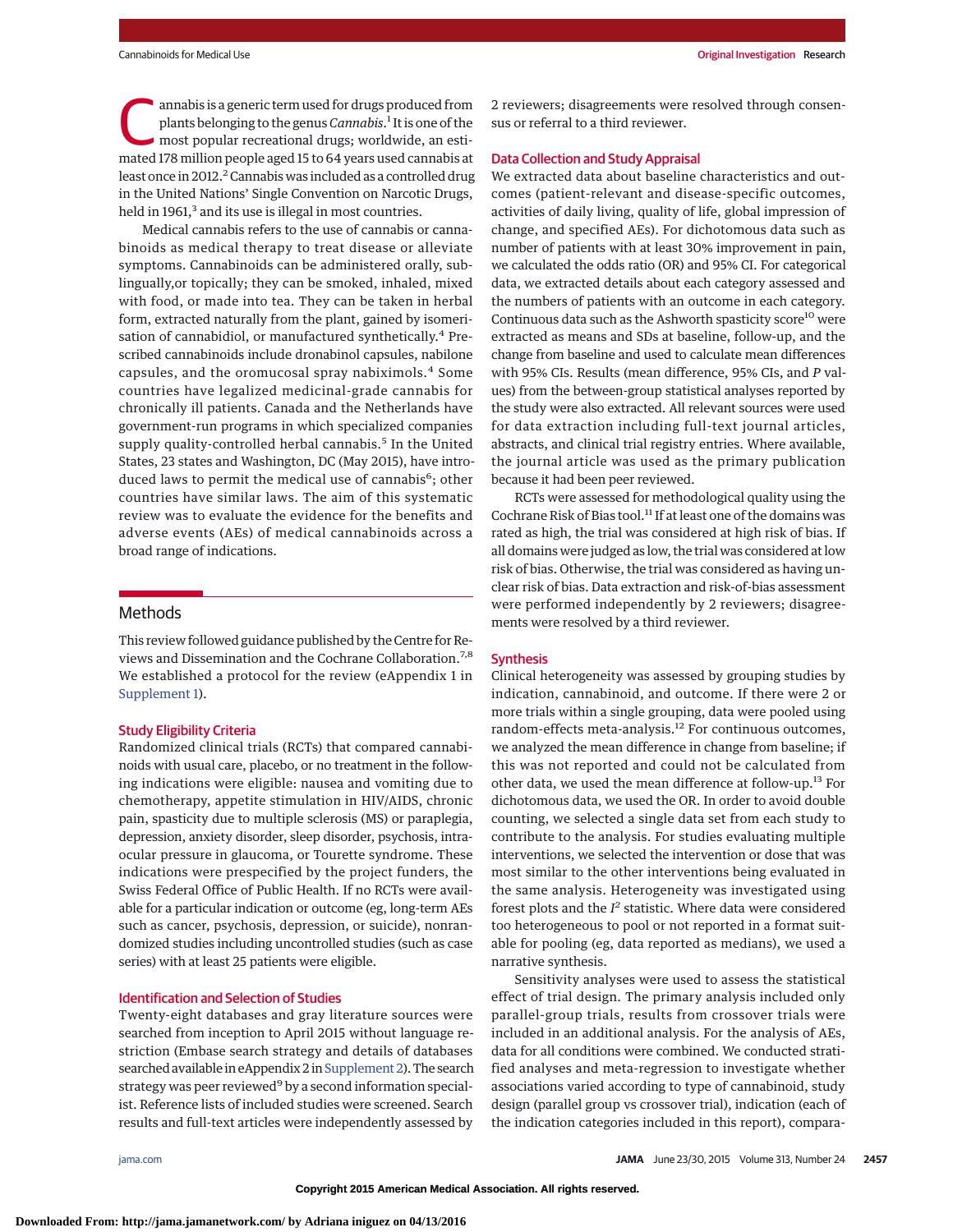Cannabis is a generic term used for drugs produced from plants belonging to the genus *Cannabis*.[1] It is one of the most popular recreational drugs; worldwide, an estimated 178 million people aged 15 to 64 years used cannabis at least once in 2012.[2] Cannabis was included as a controlled drug in the United Nations' Single Convention on Narcotic Drugs, held in 1961,[3] and its use is illegal in most countries.

Medical cannabis refers to the use of cannabis or cannabinoids as medical therapy to treat disease or alleviate symptoms. Cannabinoids can be administered orally, sublingually,or topically; they can be smoked, inhaled, mixed with food, or made into tea. They can be taken in herbal form, extracted naturally from the plant, gained by isomerisation of cannabidiol, or manufactured synthetically.[4] Prescribed cannabinoids include dronabinol capsules, nabilone capsules, and the oromucosal spray nabiximols.[4] Some countries have legalized medicinal-grade cannabis for chronically ill patients. Canada and the Netherlands have government-run programs in which specialized companies supply quality-controlled herbal cannabis.[5] In the United States, 23 states and Washington, DC (May 2015), have introduced laws to permit the medical use of cannabis[6]; other countries have similar laws. The aim of this systematic review was to evaluate the evidence for the benefits and adverse events (AEs) of medical cannabinoids across a broad range of indications.

## Methods

This review followed guidance published by the Centre for Reviews and Dissemination and the Cochrane Collaboration.[7,8] We established a protocol for the review (eAppendix 1 in Supplement 1).

### Study Eligibility Criteria

Randomized clinical trials (RCTs) that compared cannabinoids with usual care, placebo, or no treatment in the following indications were eligible: nausea and vomiting due to chemotherapy, appetite stimulation in HIV/AIDS, chronic pain, spasticity due to multiple sclerosis (MS) or paraplegia, depression, anxiety disorder, sleep disorder, psychosis, intraocular pressure in glaucoma, or Tourette syndrome. These indications were prespecified by the project funders, the Swiss Federal Office of Public Health. If no RCTs were available for a particular indication or outcome (eg, long-term AEs such as cancer, psychosis, depression, or suicide), nonrandomized studies including uncontrolled studies (such as case series) with at least 25 patients were eligible.

### Identification and Selection of Studies

Twenty-eight databases and gray literature sources were searched from inception to April 2015 without language restriction (Embase search strategy and details of databases searched available in eAppendix 2 in Supplement 2). The search strategy was peer reviewed[9] by a second information specialist. Reference lists of included studies were screened. Search results and full-text articles were independently assessed by 2 reviewers; disagreements were resolved through consensus or referral to a third reviewer.

### Data Collection and Study Appraisal

We extracted data about baseline characteristics and outcomes (patient-relevant and disease-specific outcomes, activities of daily living, quality of life, global impression of change, and specified AEs). For dichotomous data such as number of patients with at least 30% improvement in pain, we calculated the odds ratio (OR) and 95% CI. For categorical data, we extracted details about each category assessed and the numbers of patients with an outcome in each category. Continuous data such as the Ashworth spasticity score[10] were extracted as means and SDs at baseline, follow-up, and the change from baseline and used to calculate mean differences with 95% CIs. Results (mean difference, 95% CIs, and *P* values) from the between-group statistical analyses reported by the study were also extracted. All relevant sources were used for data extraction including full-text journal articles, abstracts, and clinical trial registry entries. Where available, the journal article was used as the primary publication because it had been peer reviewed.

RCTs were assessed for methodological quality using the Cochrane Risk of Bias tool.[11] If at least one of the domains was rated as high, the trial was considered at high risk of bias. If all domains were judged as low, the trial was considered at low risk of bias. Otherwise, the trial was considered as having unclear risk of bias. Data extraction and risk-of-bias assessment were performed independently by 2 reviewers; disagreements were resolved by a third reviewer.

### Synthesis

Clinical heterogeneity was assessed by grouping studies by indication, cannabinoid, and outcome. If there were 2 or more trials within a single grouping, data were pooled using random-effects meta-analysis.[12] For continuous outcomes, we analyzed the mean difference in change from baseline; if this was not reported and could not be calculated from other data, we used the mean difference at follow-up.[13] For dichotomous data, we used the OR. In order to avoid double counting, we selected a single data set from each study to contribute to the analysis. For studies evaluating multiple interventions, we selected the intervention or dose that was most similar to the other interventions being evaluated in the same analysis. Heterogeneity was investigated using forest plots and the $I^2$ statistic. Where data were considered too heterogeneous to pool or not reported in a format suitable for pooling (eg, data reported as medians), we used a narrative synthesis.

Sensitivity analyses were used to assess the statistical effect of trial design. The primary analysis included only parallel-group trials, results from crossover trials were included in an additional analysis. For the analysis of AEs, data for all conditions were combined. We conducted stratified analyses and meta-regression to investigate whether associations varied according to type of cannabinoid, study design (parallel group vs crossover trial), indication (each of the indication categories included in this report), compara-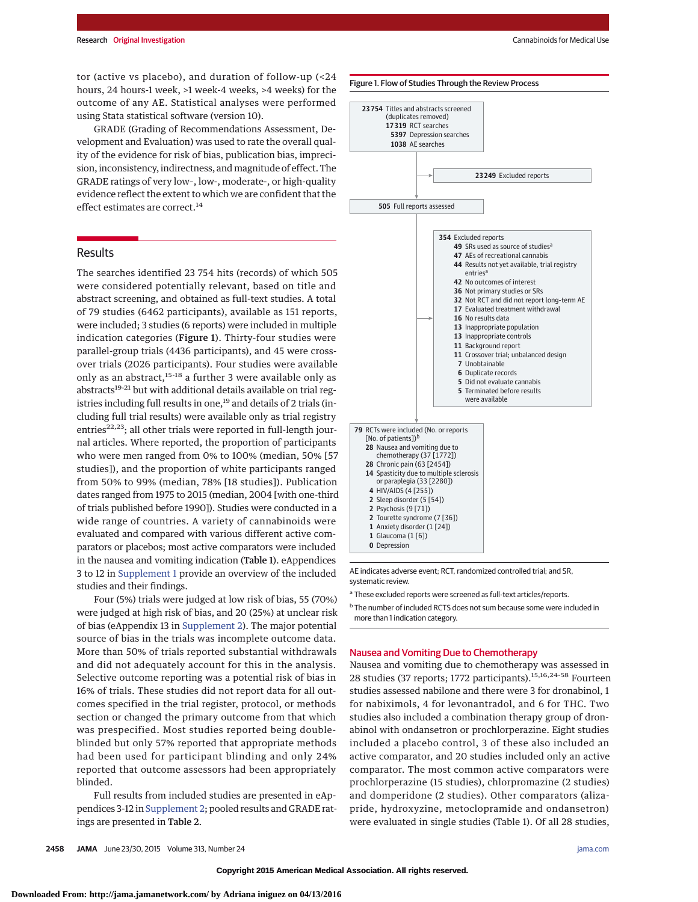tor (active vs placebo), and duration of follow-up (<24 hours, 24 hours-1 week, >1 week-4 weeks, >4 weeks) for the outcome of any AE. Statistical analyses were performed using Stata statistical software (version 10).

GRADE (Grading of Recommendations Assessment, Development and Evaluation) was used to rate the overall quality of the evidence for risk of bias, publication bias, imprecision, inconsistency, indirectness, and magnitude of effect. The GRADE ratings of very low-, low-, moderate-, or high-quality evidence reflect the extent to which we are confident that the effect estimates are correct.[14]

## Results

The searches identified 23 754 hits (records) of which 505 were considered potentially relevant, based on title and abstract screening, and obtained as full-text studies. A total of 79 studies (6462 participants), available as 151 reports, were included; 3 studies (6 reports) were included in multiple indication categories (**Figure 1**). Thirty-four studies were parallel-group trials (4436 participants), and 45 were crossover trials (2026 participants). Four studies were available only as an abstract,[15-18] a further 3 were available only as abstracts[19-21] but with additional details available on trial registries including full results in one,[19] and details of 2 trials (including full trial results) were available only as trial registry entries[22,23]; all other trials were reported in full-length journal articles. Where reported, the proportion of participants who were men ranged from 0% to 100% (median, 50% [57 studies]), and the proportion of white participants ranged from 50% to 99% (median, 78% [18 studies]). Publication dates ranged from 1975 to 2015 (median, 2004 [with one-third of trials published before 1990]). Studies were conducted in a wide range of countries. A variety of cannabinoids were evaluated and compared with various different active comparators or placebos; most active comparators were included in the nausea and vomiting indication (**Table 1**). eAppendices 3 to 12 in Supplement 1 provide an overview of the included studies and their findings.

Four (5%) trials were judged at low risk of bias, 55 (70%) were judged at high risk of bias, and 20 (25%) at unclear risk of bias (eAppendix 13 in Supplement 2). The major potential source of bias in the trials was incomplete outcome data. More than 50% of trials reported substantial withdrawals and did not adequately account for this in the analysis. Selective outcome reporting was a potential risk of bias in 16% of trials. These studies did not report data for all outcomes specified in the trial register, protocol, or methods section or changed the primary outcome from that which was prespecified. Most studies reported being double-blinded but only 57% reported that appropriate methods had been used for participant blinding and only 24% reported that outcome assessors had been appropriately blinded.

Full results from included studies are presented in eAppendices 3-12 in Supplement 2; pooled results and GRADE ratings are presented in **Table 2**.

**Figure 1. Flow of Studies Through the Review Process**

**23 754** Titles and abstracts screened (duplicates removed)
- **17 319** RCT searches
- **5397** Depression searches
- **1038** AE searches

→ **23 249** Excluded reports

**505** Full reports assessed

→ **354** Excluded reports
- **49** SRs used as source of studies[a]
- **47** AEs of recreational cannabis
- **44** Results not yet available, trial registry entries[a]
- **42** No outcomes of interest
- **36** Not primary studies or SRs
- **32** Not RCT and did not report long-term AE
- **17** Evaluated treatment withdrawal
- **16** No results data
- **13** Inappropriate population
- **13** Inappropriate controls
- **11** Background report
- **11** Crossover trial; unbalanced design
- **7** Unobtainable
- **6** Duplicate records
- **5** Did not evaluate cannabis
- **5** Terminated before results were available

**79** RCTs were included (No. or reports [No. of patients])[b]
- **28** Nausea and vomiting due to chemotherapy (37 [1772])
- **28** Chronic pain (63 [2454])
- **14** Spasticity due to multiple sclerosis or paraplegia (33 [2280])
- **4** HIV/AIDS (4 [255])
- **2** Sleep disorder (5 [54])
- **2** Psychosis (9 [71])
- **2** Tourette syndrome (7 [36])
- **1** Anxiety disorder (1 [24])
- **1** Glaucoma (1 [6])
- **0** Depression

AE indicates adverse event; RCT, randomized controlled trial; and SR, systematic review.

[a] These excluded reports were screened as full-text articles/reports.

[b] The number of included RCTS does not sum because some were included in more than 1 indication category.

### Nausea and Vomiting Due to Chemotherapy

Nausea and vomiting due to chemotherapy was assessed in 28 studies (37 reports; 1772 participants).[15,16,24-58] Fourteen studies assessed nabilone and there were 3 for dronabinol, 1 for nabiximols, 4 for levonantradol, and 6 for THC. Two studies also included a combination therapy group of dronabinol with ondansetron or prochlorperazine. Eight studies included a placebo control, 3 of these also included an active comparator, and 20 studies included only an active comparator. The most common active comparators were prochlorperazine (15 studies), chlorpromazine (2 studies) and domperidone (2 studies). Other comparators (alizapride, hydroxyzine, metoclopramide and ondansetron) were evaluated in single studies (Table 1). Of all 28 studies,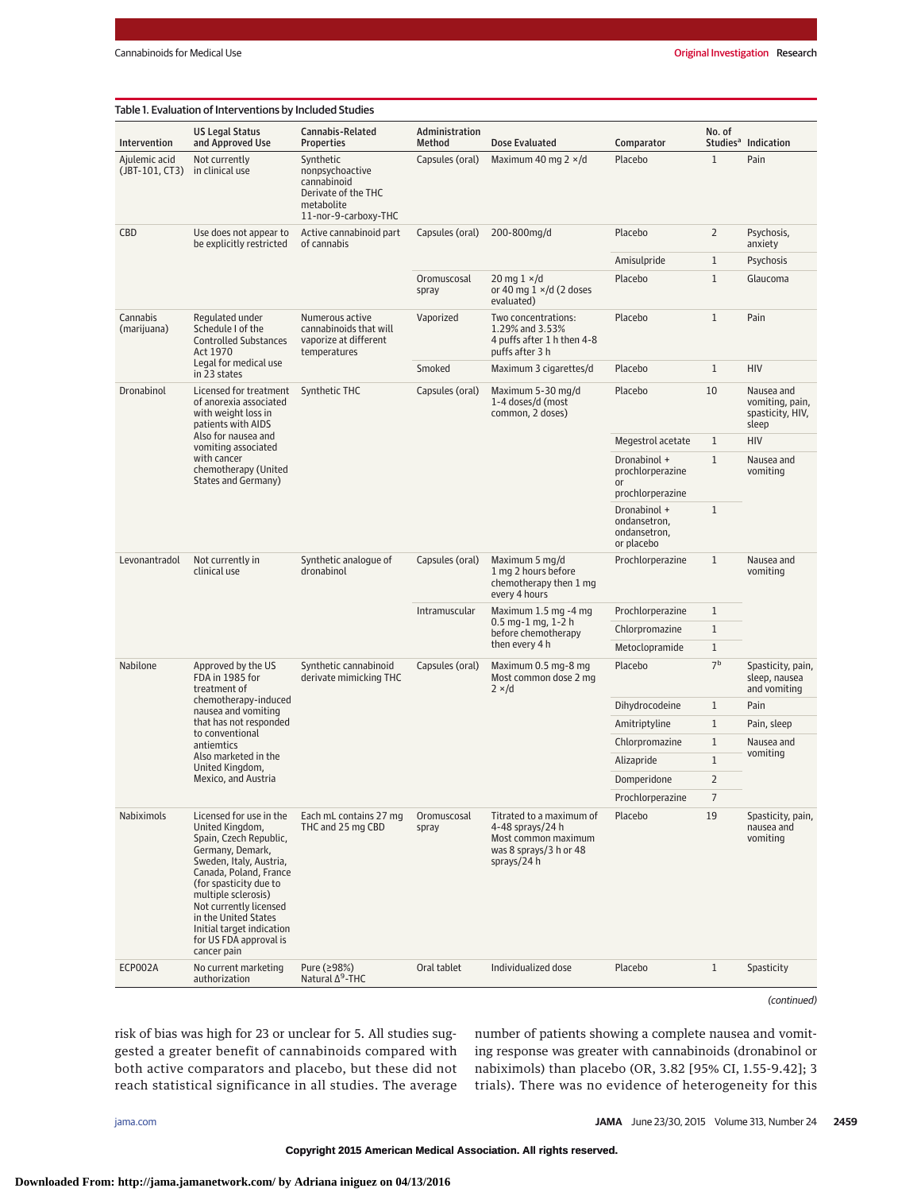Table 1. Evaluation of Interventions by Included Studies

| Intervention | US Legal Status and Approved Use | Cannabis-Related Properties | Administration Method | Dose Evaluated | Comparator | No. of Studies[a] | Indication |
|---|---|---|---|---|---|---|---|
| Ajulemic acid (JBT-101, CT3) | Not currently in clinical use | Synthetic nonpsychoactive cannabinoid Derivate of the THC metabolite 11-nor-9-carboxy-THC | Capsules (oral) | Maximum 40 mg 2 ×/d | Placebo | 1 | Pain |
| CBD | Use does not appear to be explicitly restricted | Active cannabinoid part of cannabis | Capsules (oral) | 200-800mg/d | Placebo | 2 | Psychosis, anxiety |
| | | | | | Amisulpride | 1 | Psychosis |
| | | | Oromuscosal spray | 20 mg 1 ×/d or 40 mg 1 ×/d (2 doses evaluated) | Placebo | 1 | Glaucoma |
| Cannabis (marijuana) | Regulated under Schedule I of the Controlled Substances Act 1970 Legal for medical use in 23 states | Numerous active cannabinoids that will vaporize at different temperatures | Vaporized | Two concentrations: 1.29% and 3.53% 4 puffs after 1 h then 4-8 puffs after 3 h | Placebo | 1 | Pain |
| | | | Smoked | Maximum 3 cigarettes/d | Placebo | 1 | HIV |
| Dronabinol | Licensed for treatment of anorexia associated with weight loss in patients with AIDS Also for nausea and vomiting associated with cancer chemotherapy (United States and Germany) | Synthetic THC | Capsules (oral) | Maximum 5-30 mg/d 1-4 doses/d (most common, 2 doses) | Placebo | 10 | Nausea and vomiting, pain, spasticity, HIV, sleep |
| | | | | | Megestrol acetate | 1 | HIV |
| | | | | | Dronabinol + prochlorperazine or prochlorperazine | 1 | Nausea and vomiting |
| | | | | | Dronabinol + ondansetron, ondansetron, or placebo | 1 | |
| Levonantradol | Not currently in clinical use | Synthetic analogue of dronabinol | Capsules (oral) | Maximum 5 mg/d 1 mg 2 hours before chemotherapy then 1 mg every 4 hours | Prochlorperazine | 1 | Nausea and vomiting |
| | | | Intramuscular | Maximum 1.5 mg -4 mg 0.5 mg-1 mg, 1-2 h before chemotherapy then every 4 h | Prochlorperazine | 1 | |
| | | | | | Chlorpromazine | 1 | |
| | | | | | Metoclopramide | 1 | |
| Nabilone | Approved by the US FDA in 1985 for treatment of chemotherapy-induced nausea and vomiting that has not responded to conventional antiemtics Also marketed in the United Kingdom, Mexico, and Austria | Synthetic cannabinoid derivate mimicking THC | Capsules (oral) | Maximum 0.5 mg-8 mg Most common dose 2 mg 2 ×/d | Placebo | 7[b] | Spasticity, pain, sleep, nausea and vomiting |
| | | | | | Dihydrocodeine | 1 | Pain |
| | | | | | Amitriptyline | 1 | Pain, sleep |
| | | | | | Chlorpromazine | 1 | Nausea and vomiting |
| | | | | | Alizapride | 1 | |
| | | | | | Domperidone | 2 | |
| | | | | | Prochlorperazine | 7 | |
| Nabiximols | Licensed for use in the United Kingdom, Spain, Czech Republic, Germany, Demark, Sweden, Italy, Austria, Canada, Poland, France (for spasticity due to multiple sclerosis) Not currently licensed in the United States Initial target indication for US FDA approval is cancer pain | Each mL contains 27 mg THC and 25 mg CBD | Oromuscosal spray | Titrated to a maximum of 4-48 sprays/24 h Most common maximum was 8 sprays/3 h or 48 sprays/24 h | Placebo | 19 | Spasticity, pain, nausea and vomiting |
| ECP002A | No current marketing authorization | Pure (≥98%) Natural $\Delta^9$-THC | Oral tablet | Individualized dose | Placebo | 1 | Spasticity |

*(continued)*

risk of bias was high for 23 or unclear for 5. All studies suggested a greater benefit of cannabinoids compared with both active comparators and placebo, but these did not reach statistical significance in all studies. The average number of patients showing a complete nausea and vomiting response was greater with cannabinoids (dronabinol or nabiximols) than placebo (OR, 3.82 [95% CI, 1.55-9.42]; 3 trials). There was no evidence of heterogeneity for this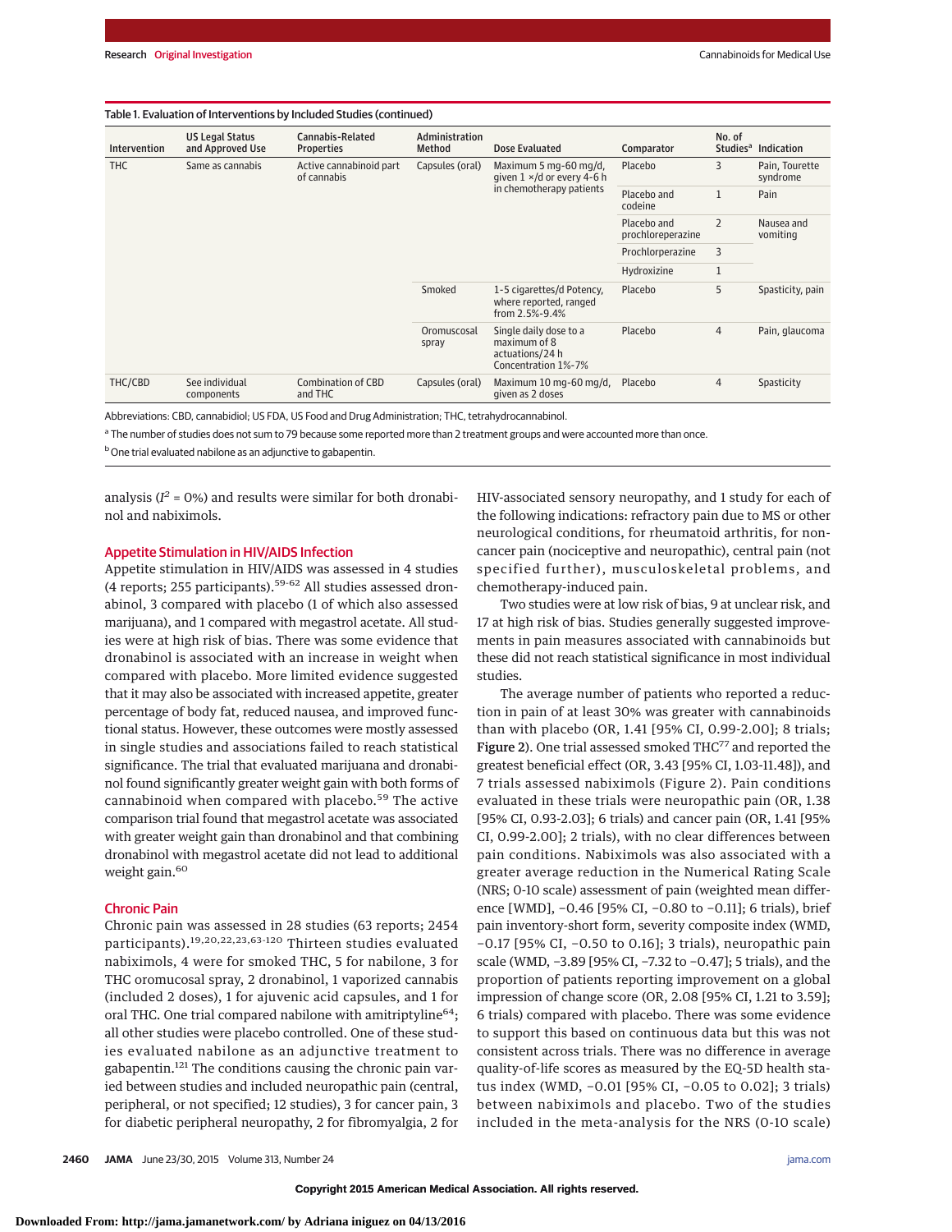Table 1. Evaluation of Interventions by Included Studies (continued)

| Intervention | US Legal Status and Approved Use | Cannabis-Related Properties | Administration Method | Dose Evaluated | Comparator | No. of Studies[a] | Indication |
|---|---|---|---|---|---|---|---|
| THC | Same as cannabis | Active cannabinoid part of cannabis | Capsules (oral) | Maximum 5 mg-60 mg/d, given 1 ×/d or every 4-6 h in chemotherapy patients | Placebo | 3 | Pain, Tourette syndrome |
| | | | | | Placebo and codeine | 1 | Pain |
| | | | | | Placebo and prochloreperazine | 2 | Nausea and vomiting |
| | | | | | Prochlorperazine | 3 | |
| | | | | | Hydroxizine | 1 | |
| | | | Smoked | 1-5 cigarettes/d Potency, where reported, ranged from 2.5%-9.4% | Placebo | 5 | Spasticity, pain |
| | | | Oromuscosal spray | Single daily dose to a maximum of 8 actuations/24 h Concentration 1%-7% | Placebo | 4 | Pain, glaucoma |
| THC/CBD | See individual components | Combination of CBD and THC | Capsules (oral) | Maximum 10 mg-60 mg/d, given as 2 doses | Placebo | 4 | Spasticity |

Abbreviations: CBD, cannabidiol; US FDA, US Food and Drug Administration; THC, tetrahydrocannabinol.

[a] The number of studies does not sum to 79 because some reported more than 2 treatment groups and were accounted more than once.

[b] One trial evaluated nabilone as an adjunctive to gabapentin.

analysis ($I^2$ = 0%) and results were similar for both dronabinol and nabiximols.

## Appetite Stimulation in HIV/AIDS Infection

Appetite stimulation in HIV/AIDS was assessed in 4 studies (4 reports; 255 participants).[59-62] All studies assessed dronabinol, 3 compared with placebo (1 of which also assessed marijuana), and 1 compared with megastrol acetate. All studies were at high risk of bias. There was some evidence that dronabinol is associated with an increase in weight when compared with placebo. More limited evidence suggested that it may also be associated with increased appetite, greater percentage of body fat, reduced nausea, and improved functional status. However, these outcomes were mostly assessed in single studies and associations failed to reach statistical significance. The trial that evaluated marijuana and dronabinol found significantly greater weight gain with both forms of cannabinoid when compared with placebo.[59] The active comparison trial found that megastrol acetate was associated with greater weight gain than dronabinol and that combining dronabinol with megastrol acetate did not lead to additional weight gain.[60]

## Chronic Pain

Chronic pain was assessed in 28 studies (63 reports; 2454 participants).[19,20,22,23,63-120] Thirteen studies evaluated nabiximols, 4 were for smoked THC, 5 for nabilone, 3 for THC oromucosal spray, 2 dronabinol, 1 vaporized cannabis (included 2 doses), 1 for ajuvenic acid capsules, and 1 for oral THC. One trial compared nabilone with amitriptyline[64]; all other studies were placebo controlled. One of these studies evaluated nabilone as an adjunctive treatment to gabapentin.[121] The conditions causing the chronic pain varied between studies and included neuropathic pain (central, peripheral, or not specified; 12 studies), 3 for cancer pain, 3 for diabetic peripheral neuropathy, 2 for fibromyalgia, 2 for HIV-associated sensory neuropathy, and 1 study for each of the following indications: refractory pain due to MS or other neurological conditions, for rheumatoid arthritis, for noncancer pain (nociceptive and neuropathic), central pain (not specified further), musculoskeletal problems, and chemotherapy-induced pain.

Two studies were at low risk of bias, 9 at unclear risk, and 17 at high risk of bias. Studies generally suggested improvements in pain measures associated with cannabinoids but these did not reach statistical significance in most individual studies.

The average number of patients who reported a reduction in pain of at least 30% was greater with cannabinoids than with placebo (OR, 1.41 [95% CI, 0.99-2.00]; 8 trials; **Figure 2**). One trial assessed smoked THC[77] and reported the greatest beneficial effect (OR, 3.43 [95% CI, 1.03-11.48]), and 7 trials assessed nabiximols (Figure 2). Pain conditions evaluated in these trials were neuropathic pain (OR, 1.38 [95% CI, 0.93-2.03]; 6 trials) and cancer pain (OR, 1.41 [95% CI, 0.99-2.00]; 2 trials), with no clear differences between pain conditions. Nabiximols was also associated with a greater average reduction in the Numerical Rating Scale (NRS; 0-10 scale) assessment of pain (weighted mean difference [WMD], −0.46 [95% CI, −0.80 to −0.11]; 6 trials), brief pain inventory-short form, severity composite index (WMD, −0.17 [95% CI, −0.50 to 0.16]; 3 trials), neuropathic pain scale (WMD, −3.89 [95% CI, −7.32 to −0.47]; 5 trials), and the proportion of patients reporting improvement on a global impression of change score (OR, 2.08 [95% CI, 1.21 to 3.59]; 6 trials) compared with placebo. There was some evidence to support this based on continuous data but this was not consistent across trials. There was no difference in average quality-of-life scores as measured by the EQ-5D health status index (WMD, −0.01 [95% CI, −0.05 to 0.02]; 3 trials) between nabiximols and placebo. Two of the studies included in the meta-analysis for the NRS (0-10 scale)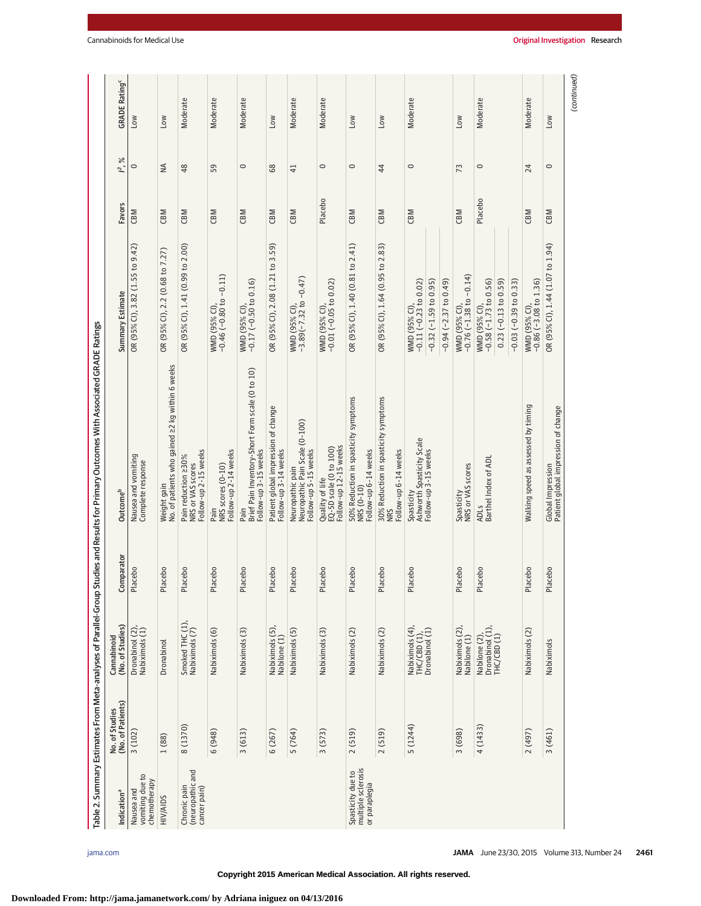Table 2. Summary Estimates From Meta-analyses of Parallel-Group Studies and Results for Primary Outcomes With Associated GRADE Ratings

| Indication[a] | No. of Studies (No. of Patients) | Cannabinoid (No. of Studies) | Comparator | Outcome[b] | Summary Estimate | Favors | $I^2$, % | GRADE Rating[c] |
|---|---|---|---|---|---|---|---|---|
| Nausea and vomiting due to chemotherapy | 3 (102) | Dronabinol (2), Nabiximols (1) | Placebo | Nausea and vomiting Complete response | OR (95% CI), 3.82 (1.55 to 9.42) | CBM | 0 | Low |
| HIV/AIDS | 1 (88) | Dronabinol | Placebo | Weight gain No. of patients who gained ≥2 kg within 6 weeks | OR (95% CI), 2.2 (0.68 to 7.27) | CBM | NA | Low |
| Chronic pain (neuropathic and cancer pain) | 8 (1370) | Smoked THC (1), Nabiximols (7) | Placebo | Pain reduction ≥30% NRS or VAS scores Follow-up 2-15 weeks | OR (95% CI), 1.41 (0.99 to 2.00) | CBM | 48 | Moderate |
| | 6 (948) | Nabiximols (6) | Placebo | Pain NRS scores (0-10) Follow-up 2-14 weeks | WMD (95% CI), −0.46 (−0.80 to −0.11) | CBM | 59 | Moderate |
| | 3 (613) | Nabiximols (3) | Placebo | Pain Brief Pain Inventory-Short Form scale (0 to 10) Follow-up 3-15 weeks | WMD (95% CI), −0.17 (−0.50 to 0.16) | CBM | 0 | Moderate |
| | 6 (267) | Nabiximols (5), Nabilone (1) | Placebo | Patient global impression of change Follow-up 3-14 weeks | OR (95% CI), 2.08 (1.21 to 3.59) | CBM | 68 | Low |
| | 5 (764) | Nabiximols (5) | Placebo | Neuropathic pain Neuropathic Pain Scale (0-100) Follow-up 5-15 weeks | WMD (95% CI), −3.89 (−7.32 to −0.47) | CBM | 41 | Moderate |
| | 3 (573) | Nabiximols (3) | Placebo | Quality of life EQ-5D scale (0 to 100) Follow-up 12-15 weeks | WMD (95% CI), −0.01 (−0.05 to 0.02) | Placebo | 0 | Moderate |
| Spasticity due to multiple sclerosis or paraplegia | 2 (519) | Nabiximols (2) | Placebo | 50% Reduction in spasticity symptoms NRS (0-10) Follow-up 6-14 weeks | OR (95% CI), 1.40 (0.81 to 2.41) | CBM | 0 | Low |
| | 2 (519) | Nabiximols (2) | Placebo | 30% Reduction in spasticity symptoms NRS Follow-up 6-14 weeks | OR (95% CI), 1.64 (0.95 to 2.83) | CBM | 44 | Low |
| | 5 (1244) | Nabiximols (4), THC/CBD (1), Dronabinol (1) | Placebo | Spasticity Ashworth Spasticity Scale Follow-up 3-15 weeks | WMD (95% CI), −0.11 (−0.23 to 0.02) | CBM | 0 | Moderate |
| | | | | | −0.32 (−1.59 to 0.95) | | | |
| | | | | | −0.94 (−2.37 to 0.49) | | | |
| | 3 (698) | Nabiximols (2), Nabilone (1) | Placebo | Spasticity NRS or VAS scores | WMD (95% CI), −0.76 (−1.38 to −0.14) | CBM | 73 | Low |
| | 4 (1433) | Nabilone (2), Dronabinol (1), THC/CBD (1) | Placebo | ADLs Barthel Index of ADL | WMD (95% CI), −0.58 (−1.73 to 0.56) | Placebo | 0 | Moderate |
| | | | | | 0.23 (−0.13 to 0.59) | | | |
| | | | | | −0.03 (−0.39 to 0.33) | | | |
| | 2 (497) | Nabiximols (2) | Placebo | Walking speed as assessed by timing | WMD (95% CI), −0.86 (−3.08 to 1.36) | CBM | 24 | Moderate |
| | 3 (461) | Nabiximols | Placebo | Global Impression Patient global impression of change | OR (95% CI), 1.44 (1.07 to 1.94) | CBM | 0 | Low |

(continued)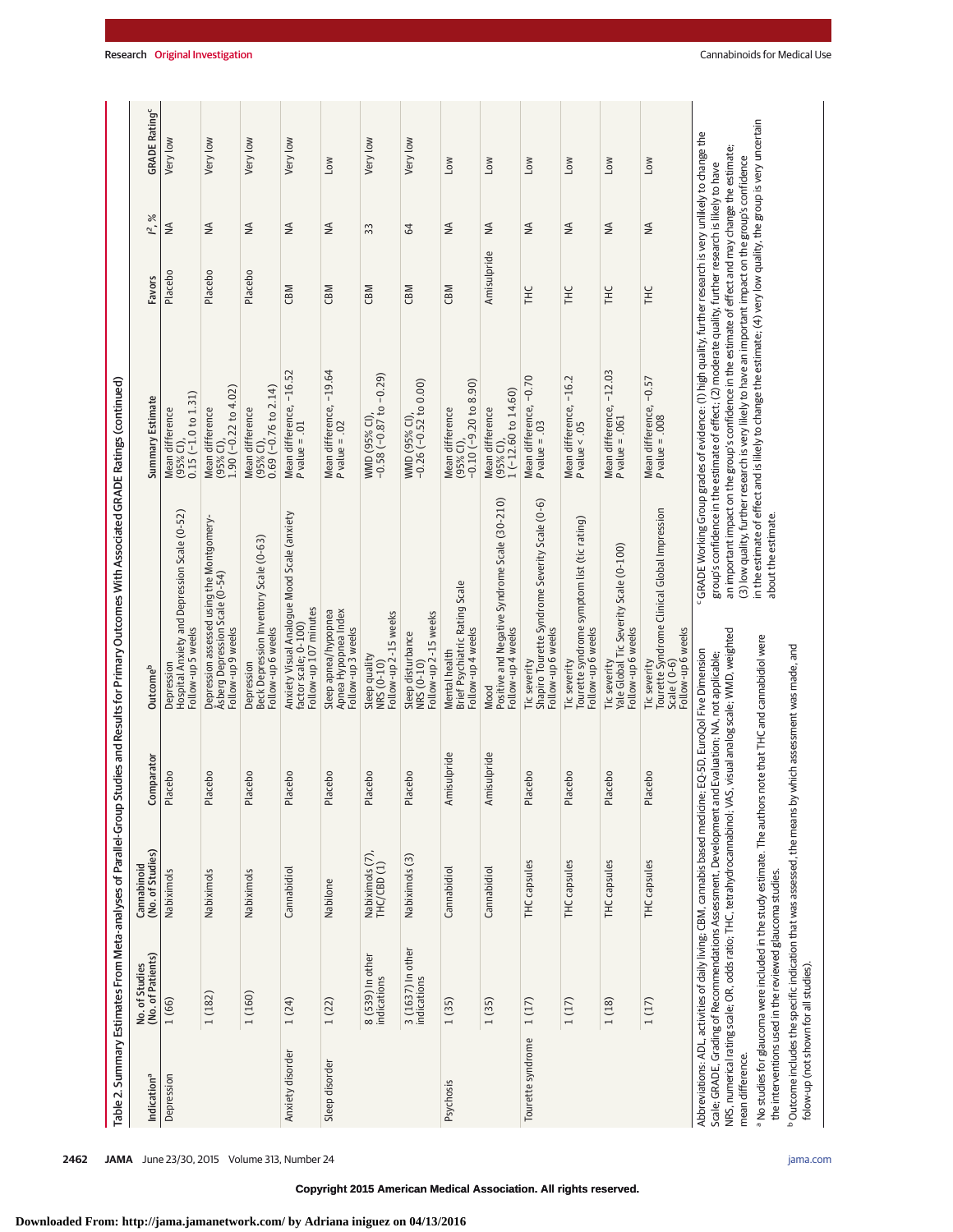Table 2. Summary Estimates From Meta-analyses of Parallel-Group Studies and Results for Primary Outcomes With Associated GRADE Ratings (continued)

| Indication[a] | No. of Studies (No. of Patients) | Cannabinoid (No. of Studies) | Comparator | Outcome[b] | Summary Estimate | Favors | $I^2$, % | GRADE Rating[c] |
|---|---|---|---|---|---|---|---|---|
| Depression | 1 (66) | Nabiximols | Placebo | Depression Hospital Anxiety and Depression Scale (0-52) Follow-up 5 weeks | Mean difference (95% CI), 0.15 (−1.0 to 1.31) | Placebo | NA | Very low |
| | 1 (182) | Nabiximols | Placebo | Depression assessed using the Montgomery-Åsberg Depression Scale (0-54) Follow-up 9 weeks | Mean difference (95% CI), 1.90 (−0.22 to 4.02) | Placebo | NA | Very low |
| | 1 (160) | Nabiximols | Placebo | Depression Beck Depression Inventory Scale (0-63) Follow-up 6 weeks | Mean difference (95% CI), 0.69 (−0.76 to 2.14) | Placebo | NA | Very low |
| Anxiety disorder | 1 (24) | Cannabidiol | Placebo | Anxiety Visual Analogue Mood Scale (anxiety factor scale; 0-100) Follow-up 107 minutes | Mean difference, −16.52 *P* value = .01 | CBM | NA | Very low |
| Sleep disorder | 1 (22) | Nabilone | Placebo | Sleep apnea/hypopnea Apnea Hypopnea Index Follow-up 3 weeks | Mean difference, −19.64 *P* value = .02 | CBM | NA | Low |
| | 8 (539) In other indications | Nabiximols (7), THC/CBD (1) | Placebo | Sleep quality NRS (0-10) Follow-up 2-15 weeks | WMD (95% CI), −0.58 (−0.87 to −0.29) | CBM | 33 | Very low |
| | 3 (1637) In other indications | Nabiximols (3) | Placebo | Sleep disturbance NRS (0-10) Follow-up 2-15 weeks | WMD (95% CI), −0.26 (−0.52 to 0.00) | CBM | 64 | Very low |
| Psychosis | 1 (35) | Cannabidiol | Amisulpride | Mental health Brief Psychiatric Rating Scale Follow-up 4 weeks | Mean difference (95% CI), −0.10 (−9.20 to 8.90) | CBM | NA | Low |
| | 1 (35) | Cannabidiol | Amisulpride | Mood Positive and Negative Syndrome Scale (30-210) Follow-up 4 weeks | Mean difference (95% CI), 1 (−12.60 to 14.60) | Amisulpride | NA | Low |
| Tourette syndrome | 1 (17) | THC capsules | Placebo | Tic severity Shapiro Tourette Syndrome Severity Scale (0-6) Follow-up 6 weeks | Mean difference, −0.70 *P* value = .03 | THC | NA | Low |
| | 1 (17) | THC capsules | Placebo | Tic severity Tourette syndrome symptom list (tic rating) Follow-up 6 weeks | Mean difference, −16.2 *P* value < .05 | THC | NA | Low |
| | 1 (18) | THC capsules | Placebo | Tic severity Yale Global Tic Severity Scale (0-100) Follow-up 6 weeks | Mean difference, −12.03 *P* value = .061 | THC | NA | Low |
| | 1 (17) | THC capsules | Placebo | Tic severity Tourette Syndrome Clinical Global Impression Scale (0-6) Follow-up 6 weeks | Mean difference, −0.57 *P* value = .008 | THC | NA | Low |

Abbreviations: ADL, activities of daily living; CBM, cannabis based medicine; EQ-5D, EuroQol Five Dimension Scale; GRADE, Grading of Recommendations Assessment, Development and Evaluation; NA, not applicable; NRS, numerical rating scale; OR, odds ratio; THC, tetrahydrocannabinol; VAS, visual analog scale; WMD, weighted mean difference.

[a] No studies for glaucoma were included in the study estimate. The authors note that THC and cannabidiol were the interventions used in the reviewed glaucoma studies.

[b] Outcome includes the specific indication that was assessed, the means by which assessment was made, and folow-up (not shown for all studies).

[c] GRADE Working Group grades of evidence: (1) high quality, further research is very unlikely to change the group's confidence in the estimate of effect; (2) moderate quality, further research is likely to have an important impact on the group's confidence in the estimate of effect and may change the estimate; (3) low quality, further research is very likely to have an important impact on the group's confidence in the estimate of effect and is likely to change the estimate; (4) very low quality, the group is very uncertain about the estimate.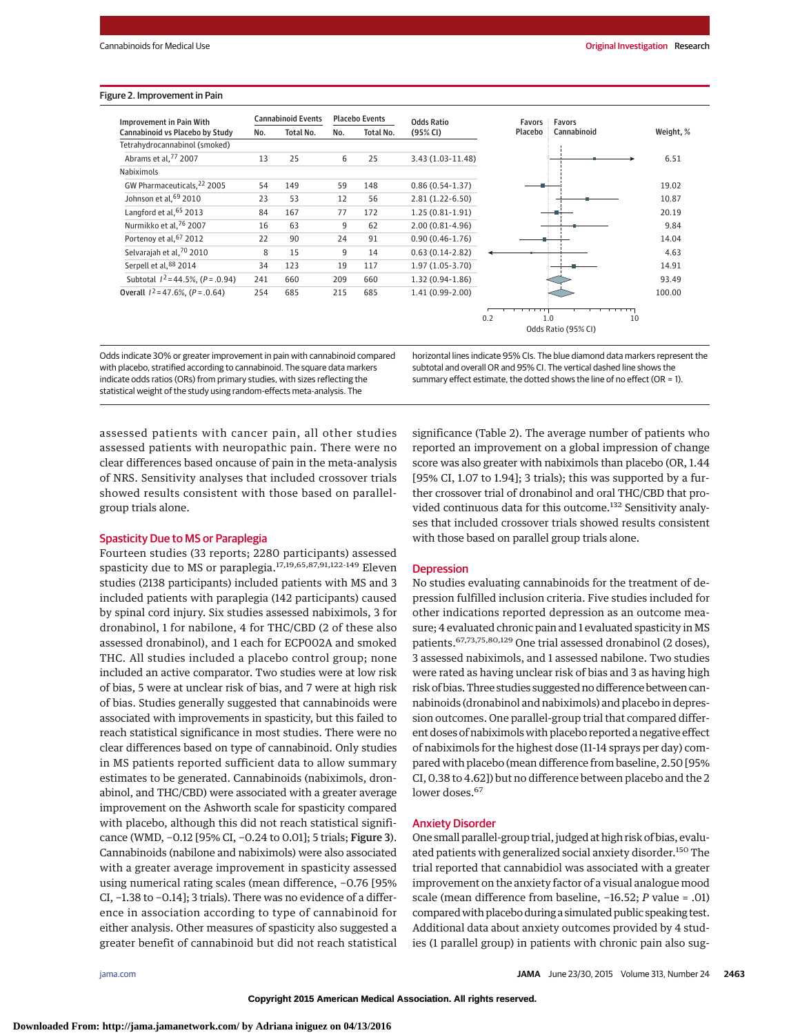Figure 2. Improvement in Pain

| Improvement in Pain With Cannabinoid vs Placebo by Study | Cannabinoid Events No. | Cannabinoid Events Total No. | Placebo Events No. | Placebo Events Total No. | Odds Ratio (95% CI) | Weight, % |
|---|---|---|---|---|---|---|
| Tetrahydrocannabinol (smoked) | | | | | | |
| Abrams et al,[77] 2007 | 13 | 25 | 6 | 25 | 3.43 (1.03-11.48) | 6.51 |
| Nabiximols | | | | | | |
| GW Pharmaceuticals,[22] 2005 | 54 | 149 | 59 | 148 | 0.86 (0.54-1.37) | 19.02 |
| Johnson et al,[69] 2010 | 23 | 53 | 12 | 56 | 2.81 (1.22-6.50) | 10.87 |
| Langford et al,[65] 2013 | 84 | 167 | 77 | 172 | 1.25 (0.81-1.91) | 20.19 |
| Nurmikko et al,[76] 2007 | 16 | 63 | 9 | 62 | 2.00 (0.81-4.96) | 9.84 |
| Portenoy et al,[67] 2012 | 22 | 90 | 24 | 91 | 0.90 (0.46-1.76) | 14.04 |
| Selvarajah et al,[70] 2010 | 8 | 15 | 9 | 14 | 0.63 (0.14-2.82) | 4.63 |
| Serpell et al,[88] 2014 | 34 | 123 | 19 | 117 | 1.97 (1.05-3.70) | 14.91 |
| Subtotal $I^2$ = 44.5%, (P = .094) | 241 | 660 | 209 | 660 | 1.32 (0.94-1.86) | 93.49 |
| Overall $I^2$ = 47.6%, (P = .064) | 254 | 685 | 215 | 685 | 1.41 (0.99-2.00) | 100.00 |

Odds indicate 30% or greater improvement in pain with cannabinoid compared with placebo, stratified according to cannabinoid. The square data markers indicate odds ratios (ORs) from primary studies, with sizes reflecting the statistical weight of the study using random-effects meta-analysis. The horizontal lines indicate 95% CIs. The blue diamond data markers represent the subtotal and overall OR and 95% CI. The vertical dashed line shows the summary effect estimate, the dotted shows the line of no effect (OR = 1).

assessed patients with cancer pain, all other studies assessed patients with neuropathic pain. There were no clear differences based oncause of pain in the meta-analysis of NRS. Sensitivity analyses that included crossover trials showed results consistent with those based on parallel-group trials alone.

## Spasticity Due to MS or Paraplegia

Fourteen studies (33 reports; 2280 participants) assessed spasticity due to MS or paraplegia.[17,19,65,87,91,122-149] Eleven studies (2138 participants) included patients with MS and 3 included patients with paraplegia (142 participants) caused by spinal cord injury. Six studies assessed nabiximols, 3 for dronabinol, 1 for nabilone, 4 for THC/CBD (2 of these also assessed dronabinol), and 1 each for ECP002A and smoked THC. All studies included a placebo control group; none included an active comparator. Two studies were at low risk of bias, 5 were at unclear risk of bias, and 7 were at high risk of bias. Studies generally suggested that cannabinoids were associated with improvements in spasticity, but this failed to reach statistical significance in most studies. There were no clear differences based on type of cannabinoid. Only studies in MS patients reported sufficient data to allow summary estimates to be generated. Cannabinoids (nabiximols, dronabinol, and THC/CBD) were associated with a greater average improvement on the Ashworth scale for spasticity compared with placebo, although this did not reach statistical significance (WMD, −0.12 [95% CI, −0.24 to 0.01]; 5 trials; **Figure 3**). Cannabinoids (nabilone and nabiximols) were also associated with a greater average improvement in spasticity assessed using numerical rating scales (mean difference, −0.76 [95% CI, −1.38 to −0.14]; 3 trials). There was no evidence of a difference in association according to type of cannabinoid for either analysis. Other measures of spasticity also suggested a greater benefit of cannabinoid but did not reach statistical significance (Table 2). The average number of patients who reported an improvement on a global impression of change score was also greater with nabiximols than placebo (OR, 1.44 [95% CI, 1.07 to 1.94]; 3 trials); this was supported by a further crossover trial of dronabinol and oral THC/CBD that provided continuous data for this outcome.[132] Sensitivity analyses that included crossover trials showed results consistent with those based on parallel group trials alone.

## Depression

No studies evaluating cannabinoids for the treatment of depression fulfilled inclusion criteria. Five studies included for other indications reported depression as an outcome measure; 4 evaluated chronic pain and 1 evaluated spasticity in MS patients.[67,73,75,80,129] One trial assessed dronabinol (2 doses), 3 assessed nabiximols, and 1 assessed nabilone. Two studies were rated as having unclear risk of bias and 3 as having high risk of bias. Three studies suggested no difference between cannabinoids (dronabinol and nabiximols) and placebo in depression outcomes. One parallel-group trial that compared different doses of nabiximols with placebo reported a negative effect of nabiximols for the highest dose (11-14 sprays per day) compared with placebo (mean difference from baseline, 2.50 [95% CI, 0.38 to 4.62]) but no difference between placebo and the 2 lower doses.[67]

## Anxiety Disorder

One small parallel-group trial, judged at high risk of bias, evaluated patients with generalized social anxiety disorder.[150] The trial reported that cannabidiol was associated with a greater improvement on the anxiety factor of a visual analogue mood scale (mean difference from baseline, −16.52; *P* value = .01) compared with placebo during a simulated public speaking test. Additional data about anxiety outcomes provided by 4 studies (1 parallel group) in patients with chronic pain also sug-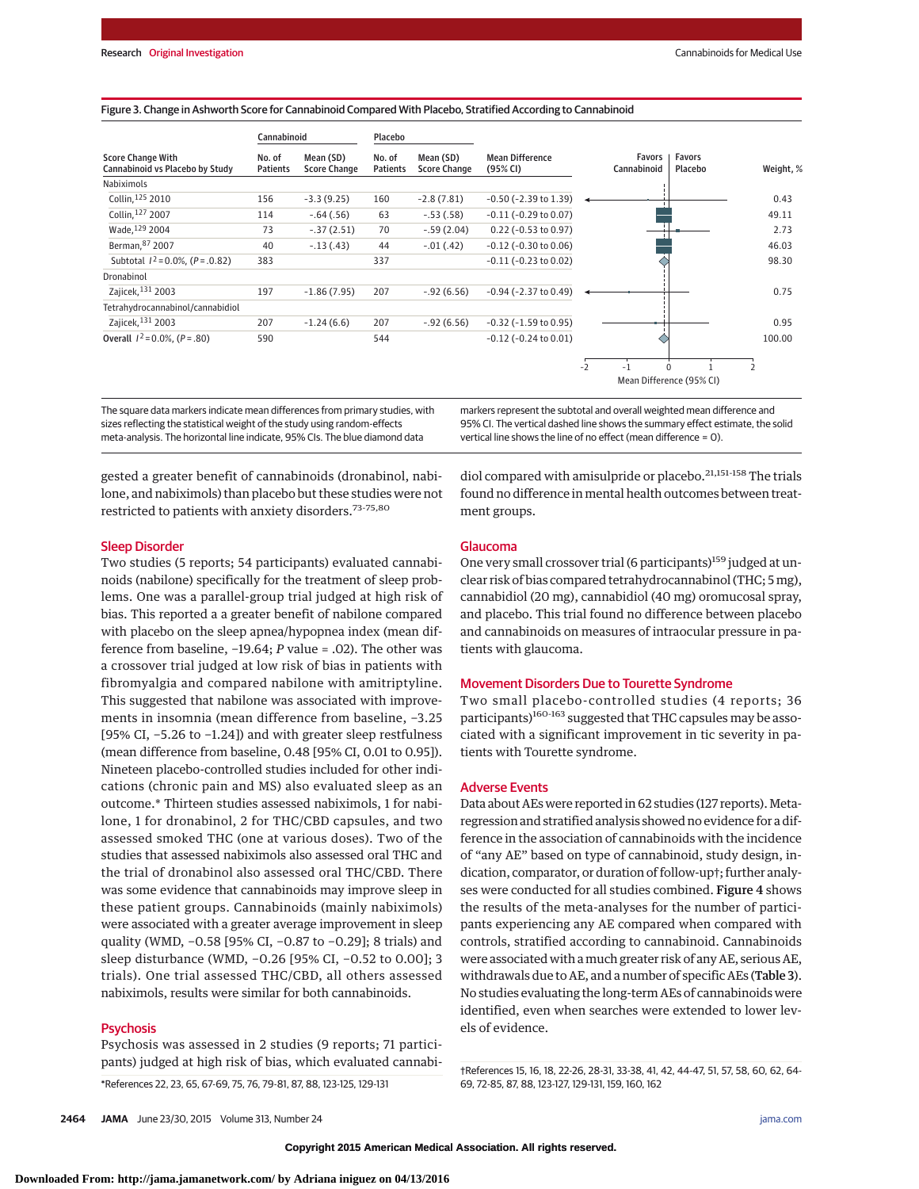Figure 3. Change in Ashworth Score for Cannabinoid Compared With Placebo, Stratified According to Cannabinoid

| Score Change With Cannabinoid vs Placebo by Study | Cannabinoid No. of Patients | Cannabinoid Mean (SD) Score Change | Placebo No. of Patients | Placebo Mean (SD) Score Change | Mean Difference (95% CI) | Weight, % |
|---|---|---|---|---|---|---|
| **Nabiximols** | | | | | | |
| Collin,[125] 2010 | 156 | -3.3 (9.25) | 160 | -2.8 (7.81) | -0.50 (-2.39 to 1.39) | 0.43 |
| Collin,[127] 2007 | 114 | -.64 (.56) | 63 | -.53 (.58) | -0.11 (-0.29 to 0.07) | 49.11 |
| Wade,[129] 2004 | 73 | -.37 (2.51) | 70 | -.59 (2.04) | 0.22 (-0.53 to 0.97) | 2.73 |
| Berman,[87] 2007 | 40 | -.13 (.43) | 44 | -.01 (.42) | -0.12 (-0.30 to 0.06) | 46.03 |
| Subtotal $I^2$ = 0.0%, (P = .0.82) | 383 | | 337 | | -0.11 (-0.23 to 0.02) | 98.30 |
| **Dronabinol** | | | | | | |
| Zajicek,[131] 2003 | 197 | -1.86 (7.95) | 207 | -.92 (6.56) | -0.94 (-2.37 to 0.49) | 0.75 |
| **Tetrahydrocannabinol/cannabidiol** | | | | | | |
| Zajicek,[131] 2003 | 207 | -1.24 (6.6) | 207 | -.92 (6.56) | -0.32 (-1.59 to 0.95) | 0.95 |
| **Overall** $I^2$ = 0.0%, (P = .80) | 590 | | 544 | | -0.12 (-0.24 to 0.01) | 100.00 |

Mean Difference (95% CI): axis from -2 to 2; left side Favors Cannabinoid, right side Favors Placebo.

The square data markers indicate mean differences from primary studies, with sizes reflecting the statistical weight of the study using random-effects meta-analysis. The horizontal line indicate, 95% CIs. The blue diamond data markers represent the subtotal and overall weighted mean difference and 95% CI. The vertical dashed line shows the summary effect estimate, the solid vertical line shows the line of no effect (mean difference = 0).

gested a greater benefit of cannabinoids (dronabinol, nabilone, and nabiximols) than placebo but these studies were not restricted to patients with anxiety disorders.[73-75,80]

## Sleep Disorder

Two studies (5 reports; 54 participants) evaluated cannabinoids (nabilone) specifically for the treatment of sleep problems. One was a parallel-group trial judged at high risk of bias. This reported a a greater benefit of nabilone compared with placebo on the sleep apnea/hypopnea index (mean difference from baseline, −19.64; P value = .02). The other was a crossover trial judged at low risk of bias in patients with fibromyalgia and compared nabilone with amitriptyline. This suggested that nabilone was associated with improvements in insomnia (mean difference from baseline, −3.25 [95% CI, −5.26 to −1.24]) and with greater sleep restfulness (mean difference from baseline, 0.48 [95% CI, 0.01 to 0.95]). Nineteen placebo-controlled studies included for other indications (chronic pain and MS) also evaluated sleep as an outcome.* Thirteen studies assessed nabiximols, 1 for nabilone, 1 for dronabinol, 2 for THC/CBD capsules, and two assessed smoked THC (one at various doses). Two of the studies that assessed nabiximols also assessed oral THC and the trial of dronabinol also assessed oral THC/CBD. There was some evidence that cannabinoids may improve sleep in these patient groups. Cannabinoids (mainly nabiximols) were associated with a greater average improvement in sleep quality (WMD, −0.58 [95% CI, −0.87 to −0.29]; 8 trials) and sleep disturbance (WMD, −0.26 [95% CI, −0.52 to 0.00]; 3 trials). One trial assessed THC/CBD, all others assessed nabiximols, results were similar for both cannabinoids.

## Psychosis

Psychosis was assessed in 2 studies (9 reports; 71 participants) judged at high risk of bias, which evaluated cannabidiol compared with amisulpride or placebo.[21,151-158] The trials found no difference in mental health outcomes between treatment groups.

## Glaucoma

One very small crossover trial (6 participants)[159] judged at unclear risk of bias compared tetrahydrocannabinol (THC; 5 mg), cannabidiol (20 mg), cannabidiol (40 mg) oromucosal spray, and placebo. This trial found no difference between placebo and cannabinoids on measures of intraocular pressure in patients with glaucoma.

## Movement Disorders Due to Tourette Syndrome

Two small placebo-controlled studies (4 reports; 36 participants)[160-163] suggested that THC capsules may be associated with a significant improvement in tic severity in patients with Tourette syndrome.

## Adverse Events

Data about AEs were reported in 62 studies (127 reports). Meta-regression and stratified analysis showed no evidence for a difference in the association of cannabinoids with the incidence of "any AE" based on type of cannabinoid, study design, indication, comparator, or duration of follow-up†; further analyses were conducted for all studies combined. **Figure 4** shows the results of the meta-analyses for the number of participants experiencing any AE compared when compared with controls, stratified according to cannabinoid. Cannabinoids were associated with a much greater risk of any AE, serious AE, withdrawals due to AE, and a number of specific AEs (**Table 3**). No studies evaluating the long-term AEs of cannabinoids were identified, even when searches were extended to lower levels of evidence.

*References 22, 23, 65, 67-69, 75, 76, 79-81, 87, 88, 123-125, 129-131

†References 15, 16, 18, 22-26, 28-31, 33-38, 41, 42, 44-47, 51, 57, 58, 60, 62, 64-69, 72-85, 87, 88, 123-127, 129-131, 159, 160, 162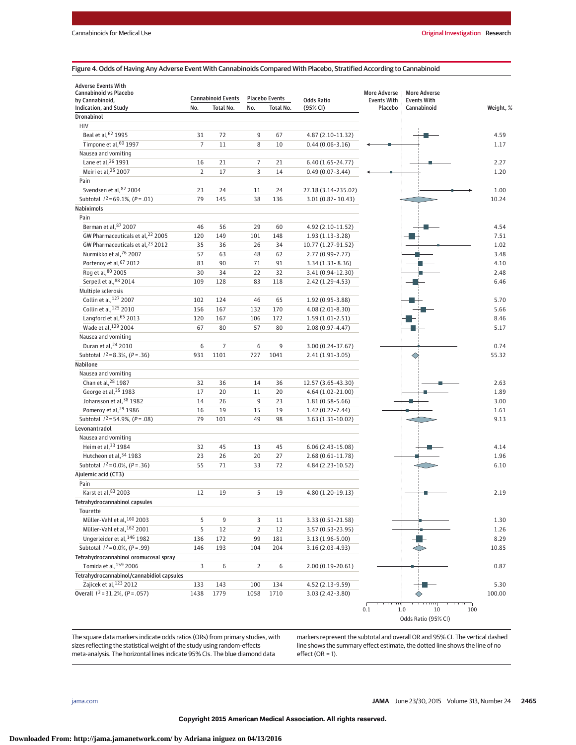Figure 4. Odds of Having Any Adverse Event With Cannabinoids Compared With Placebo, Stratified According to Cannabinoid

| Adverse Events With Cannabinoid vs Placebo by Cannabinoid, Indication, and Study | Cannabinoid Events No. | Cannabinoid Events Total No. | Placebo Events No. | Placebo Events Total No. | Odds Ratio (95% CI) | Weight, % |
|---|---|---|---|---|---|---|
| **Dronabinol** | | | | | | |
| HIV | | | | | | |
| Beal et al,[62] 1995 | 31 | 72 | 9 | 67 | 4.87 (2.10-11.32) | 4.59 |
| Timpone et al,[60] 1997 | 7 | 11 | 8 | 10 | 0.44 (0.06-3.16) | 1.17 |
| Nausea and vomiting | | | | | | |
| Lane et al,[26] 1991 | 16 | 21 | 7 | 21 | 6.40 (1.65-24.77) | 2.27 |
| Meiri et al,[25] 2007 | 2 | 17 | 3 | 14 | 0.49 (0.07-3.44) | 1.20 |
| Pain | | | | | | |
| Svendsen et al,[82] 2004 | 23 | 24 | 11 | 24 | 27.18 (3.14-235.02) | 1.00 |
| Subtotal $I^2$ = 69.1%, ($P$ = .01) | 79 | 145 | 38 | 136 | 3.01 (0.87- 10.43) | 10.24 |
| **Nabiximols** | | | | | | |
| Pain | | | | | | |
| Berman et al,[87] 2007 | 46 | 56 | 29 | 60 | 4.92 (2.10-11.52) | 4.54 |
| GW Pharmaceuticals et al,[22] 2005 | 120 | 149 | 101 | 148 | 1.93 (1.13-3.28) | 7.51 |
| GW Pharmaceuticals et al,[23] 2012 | 35 | 36 | 26 | 34 | 10.77 (1.27-91.52) | 1.02 |
| Nurmikko et al,[76] 2007 | 57 | 63 | 48 | 62 | 2.77 (0.99-7.77) | 3.48 |
| Portenoy et al,[67] 2012 | 83 | 90 | 71 | 91 | 3.34 (1.33- 8.36) | 4.10 |
| Rog et al,[80] 2005 | 30 | 34 | 22 | 32 | 3.41 (0.94-12.30) | 2.48 |
| Serpell et al,[88] 2014 | 109 | 128 | 83 | 118 | 2.42 (1.29-4.53) | 6.46 |
| Multiple sclerosis | | | | | | |
| Collin et al,[127] 2007 | 102 | 124 | 46 | 65 | 1.92 (0.95-3.88) | 5.70 |
| Collin et al,[125] 2010 | 156 | 167 | 132 | 170 | 4.08 (2.01-8.30) | 5.66 |
| Langford et al,[65] 2013 | 120 | 167 | 106 | 172 | 1.59 (1.01-2.51) | 8.46 |
| Wade et al,[129] 2004 | 67 | 80 | 57 | 80 | 2.08 (0.97-4.47) | 5.17 |
| Nausea and vomiting | | | | | | |
| Duran et al,[24] 2010 | 6 | 7 | 6 | 9 | 3.00 (0.24-37.67) | 0.74 |
| Subtotal $I^2$ = 8.3%, ($P$ = .36) | 931 | 1101 | 727 | 1041 | 2.41 (1.91-3.05) | 55.32 |
| **Nabilone** | | | | | | |
| Nausea and vomiting | | | | | | |
| Chan et al,[28] 1987 | 32 | 36 | 14 | 36 | 12.57 (3.65-43.30) | 2.63 |
| George et al,[35] 1983 | 17 | 20 | 11 | 20 | 4.64 (1.02-21.00) | 1.89 |
| Johansson et al,[38] 1982 | 14 | 26 | 9 | 23 | 1.81 (0.58-5.66) | 3.00 |
| Pomeroy et al,[29] 1986 | 16 | 19 | 15 | 19 | 1.42 (0.27-7.44) | 1.61 |
| Subtotal $I^2$ = 54.9%, ($P$ = .08) | 79 | 101 | 49 | 98 | 3.63 (1.31-10.02) | 9.13 |
| **Levonantradol** | | | | | | |
| Nausea and vomiting | | | | | | |
| Heim et al,[33] 1984 | 32 | 45 | 13 | 45 | 6.06 (2.43-15.08) | 4.14 |
| Hutcheon et al,[34] 1983 | 23 | 26 | 20 | 27 | 2.68 (0.61-11.78) | 1.96 |
| Subtotal $I^2$ = 0.0%, ($P$ = .36) | 55 | 71 | 33 | 72 | 4.84 (2.23-10.52) | 6.10 |
| **Ajulemic acid (CT3)** | | | | | | |
| Pain | | | | | | |
| Karst et al,[83] 2003 | 12 | 19 | 5 | 19 | 4.80 (1.20-19.13) | 2.19 |
| **Tetrahydrocannabinol capsules** | | | | | | |
| Tourette | | | | | | |
| Müller-Vahl et al,[160] 2003 | 5 | 9 | 3 | 11 | 3.33 (0.51-21.58) | 1.30 |
| Müller-Vahl et al,[162] 2001 | 5 | 12 | 2 | 12 | 3.57 (0.53-23.95) | 1.26 |
| Ungerleider et al,[146] 1982 | 136 | 172 | 99 | 181 | 3.13 (1.96-5.00) | 8.29 |
| Subtotal $I^2$ = 0.0%, ($P$ = .99) | 146 | 193 | 104 | 204 | 3.16 (2.03-4.93) | 10.85 |
| **Tetrahydrocannabinol oromucosal spray** | | | | | | |
| Tomida et al,[159] 2006 | 3 | 6 | 2 | 6 | 2.00 (0.19-20.61) | 0.87 |
| **Tetrahydrocannabinol/cannabidiol capsules** | | | | | | |
| Zajicek et al,[123] 2012 | 133 | 143 | 100 | 134 | 4.52 (2.13-9.59) | 5.30 |
| **Overall** $I^2$ = 31.2%, ($P$ = .057) | 1438 | 1779 | 1058 | 1710 | 3.03 (2.42-3.80) | 100.00 |

More Adverse Events With Placebo | More Adverse Events With Cannabinoid

Odds Ratio (95% CI): 0.1, 1.0, 10, 100

The square data markers indicate odds ratios (ORs) from primary studies, with sizes reflecting the statistical weight of the study using random-effects meta-analysis. The horizontal lines indicate 95% CIs. The blue diamond data markers represent the subtotal and overall OR and 95% CI. The vertical dashed line shows the summary effect estimate, the dotted line shows the line of no effect (OR = 1).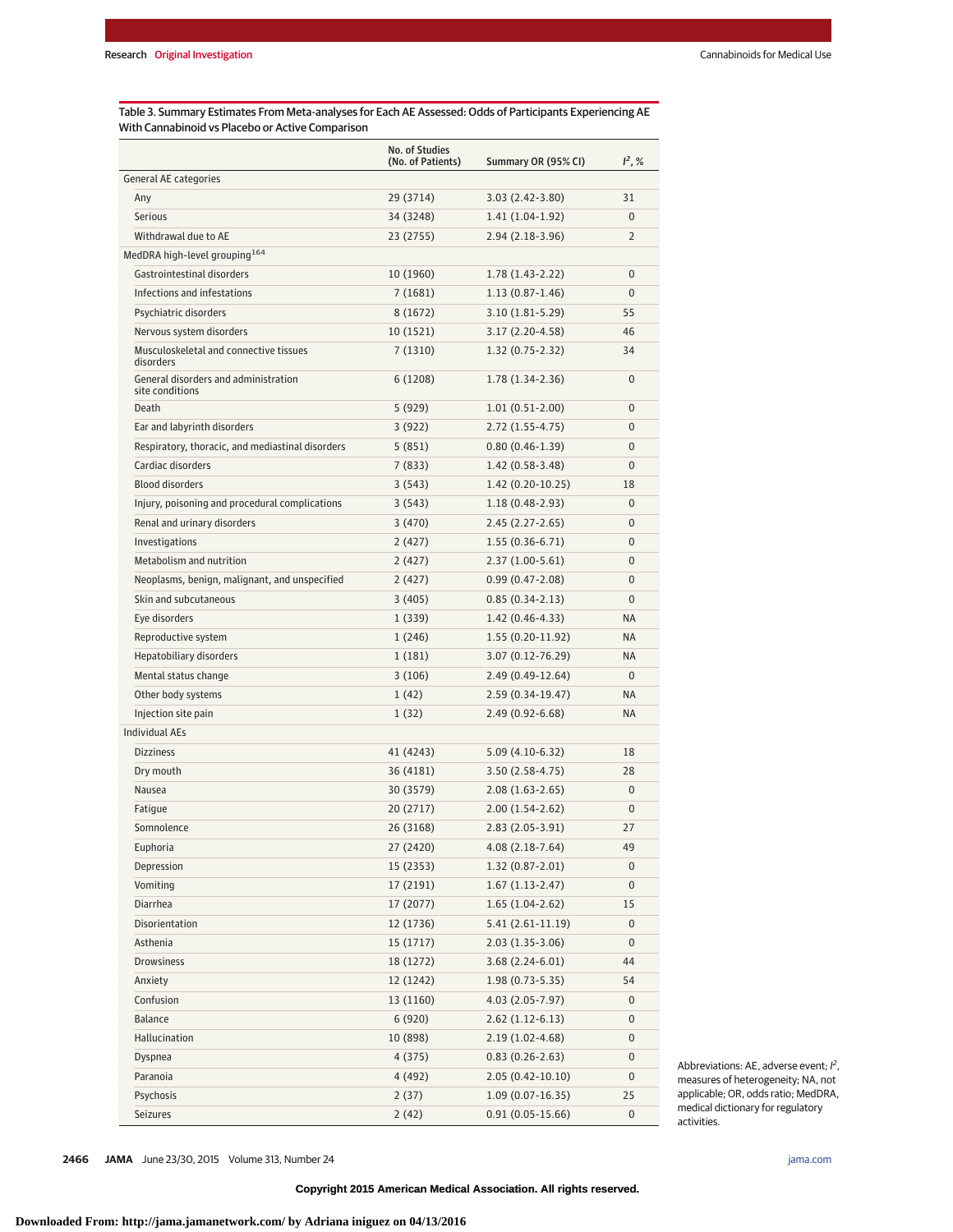Table 3. Summary Estimates From Meta-analyses for Each AE Assessed: Odds of Participants Experiencing AE With Cannabinoid vs Placebo or Active Comparison

| | No. of Studies (No. of Patients) | Summary OR (95% CI) | $I^2$, % |
|---|---|---|---|
| General AE categories | | | |
| Any | 29 (3714) | 3.03 (2.42-3.80) | 31 |
| Serious | 34 (3248) | 1.41 (1.04-1.92) | 0 |
| Withdrawal due to AE | 23 (2755) | 2.94 (2.18-3.96) | 2 |
| MedDRA high-level grouping[164] | | | |
| Gastrointestinal disorders | 10 (1960) | 1.78 (1.43-2.22) | 0 |
| Infections and infestations | 7 (1681) | 1.13 (0.87-1.46) | 0 |
| Psychiatric disorders | 8 (1672) | 3.10 (1.81-5.29) | 55 |
| Nervous system disorders | 10 (1521) | 3.17 (2.20-4.58) | 46 |
| Musculoskeletal and connective tissues disorders | 7 (1310) | 1.32 (0.75-2.32) | 34 |
| General disorders and administration site conditions | 6 (1208) | 1.78 (1.34-2.36) | 0 |
| Death | 5 (929) | 1.01 (0.51-2.00) | 0 |
| Ear and labyrinth disorders | 3 (922) | 2.72 (1.55-4.75) | 0 |
| Respiratory, thoracic, and mediastinal disorders | 5 (851) | 0.80 (0.46-1.39) | 0 |
| Cardiac disorders | 7 (833) | 1.42 (0.58-3.48) | 0 |
| Blood disorders | 3 (543) | 1.42 (0.20-10.25) | 18 |
| Injury, poisoning and procedural complications | 3 (543) | 1.18 (0.48-2.93) | 0 |
| Renal and urinary disorders | 3 (470) | 2.45 (2.27-2.65) | 0 |
| Investigations | 2 (427) | 1.55 (0.36-6.71) | 0 |
| Metabolism and nutrition | 2 (427) | 2.37 (1.00-5.61) | 0 |
| Neoplasms, benign, malignant, and unspecified | 2 (427) | 0.99 (0.47-2.08) | 0 |
| Skin and subcutaneous | 3 (405) | 0.85 (0.34-2.13) | 0 |
| Eye disorders | 1 (339) | 1.42 (0.46-4.33) | NA |
| Reproductive system | 1 (246) | 1.55 (0.20-11.92) | NA |
| Hepatobiliary disorders | 1 (181) | 3.07 (0.12-76.29) | NA |
| Mental status change | 3 (106) | 2.49 (0.49-12.64) | 0 |
| Other body systems | 1 (42) | 2.59 (0.34-19.47) | NA |
| Injection site pain | 1 (32) | 2.49 (0.92-6.68) | NA |
| Individual AEs | | | |
| Dizziness | 41 (4243) | 5.09 (4.10-6.32) | 18 |
| Dry mouth | 36 (4181) | 3.50 (2.58-4.75) | 28 |
| Nausea | 30 (3579) | 2.08 (1.63-2.65) | 0 |
| Fatigue | 20 (2717) | 2.00 (1.54-2.62) | 0 |
| Somnolence | 26 (3168) | 2.83 (2.05-3.91) | 27 |
| Euphoria | 27 (2420) | 4.08 (2.18-7.64) | 49 |
| Depression | 15 (2353) | 1.32 (0.87-2.01) | 0 |
| Vomiting | 17 (2191) | 1.67 (1.13-2.47) | 0 |
| Diarrhea | 17 (2077) | 1.65 (1.04-2.62) | 15 |
| Disorientation | 12 (1736) | 5.41 (2.61-11.19) | 0 |
| Asthenia | 15 (1717) | 2.03 (1.35-3.06) | 0 |
| Drowsiness | 18 (1272) | 3.68 (2.24-6.01) | 44 |
| Anxiety | 12 (1242) | 1.98 (0.73-5.35) | 54 |
| Confusion | 13 (1160) | 4.03 (2.05-7.97) | 0 |
| Balance | 6 (920) | 2.62 (1.12-6.13) | 0 |
| Hallucination | 10 (898) | 2.19 (1.02-4.68) | 0 |
| Dyspnea | 4 (375) | 0.83 (0.26-2.63) | 0 |
| Paranoia | 4 (492) | 2.05 (0.42-10.10) | 0 |
| Psychosis | 2 (37) | 1.09 (0.07-16.35) | 25 |
| Seizures | 2 (42) | 0.91 (0.05-15.66) | 0 |

Abbreviations: AE, adverse event; $I^2$, measures of heterogeneity; NA, not applicable; OR, odds ratio; MedDRA, medical dictionary for regulatory activities.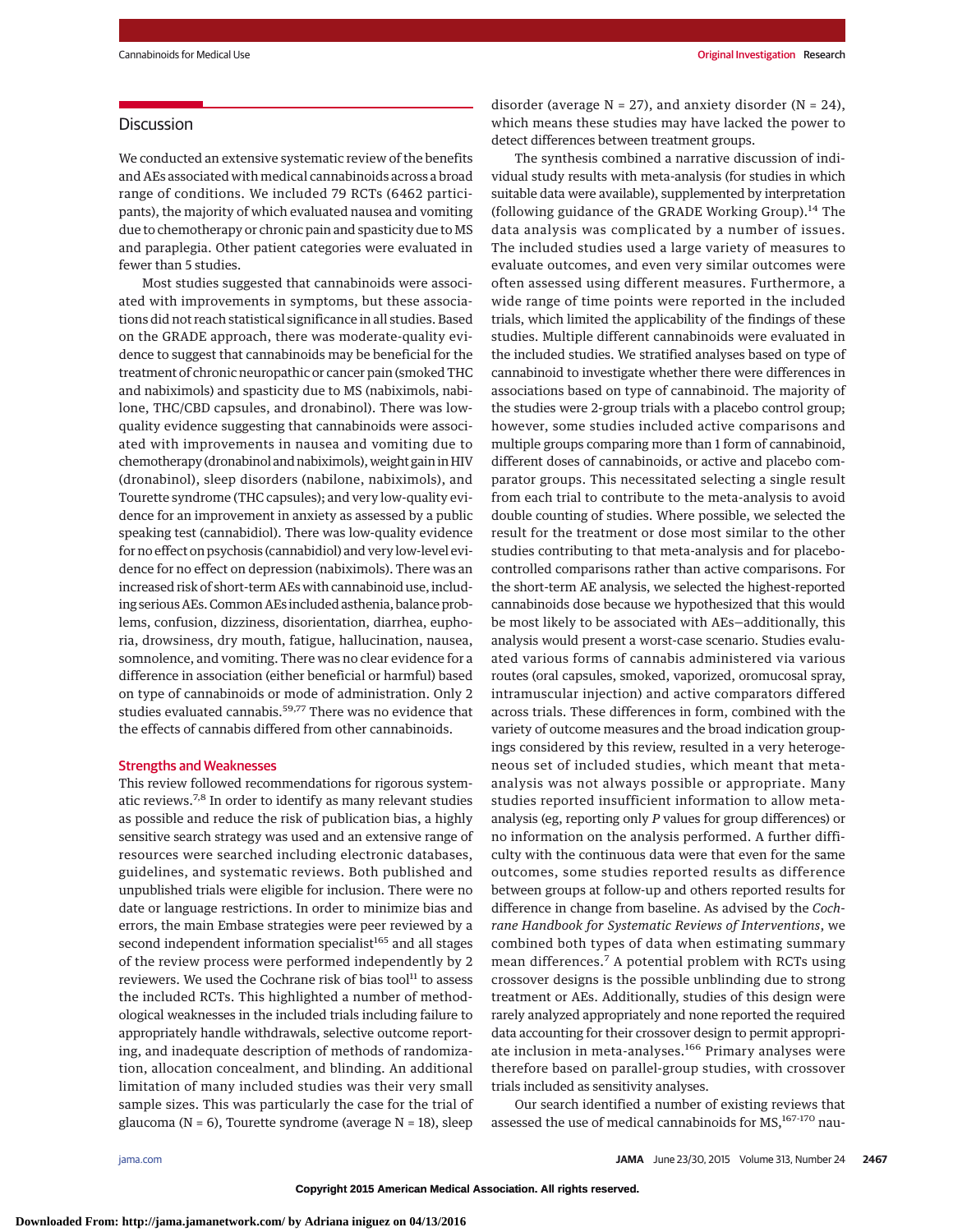## Discussion

We conducted an extensive systematic review of the benefits and AEs associated with medical cannabinoids across a broad range of conditions. We included 79 RCTs (6462 participants), the majority of which evaluated nausea and vomiting due to chemotherapy or chronic pain and spasticity due to MS and paraplegia. Other patient categories were evaluated in fewer than 5 studies.

Most studies suggested that cannabinoids were associated with improvements in symptoms, but these associations did not reach statistical significance in all studies. Based on the GRADE approach, there was moderate-quality evidence to suggest that cannabinoids may be beneficial for the treatment of chronic neuropathic or cancer pain (smoked THC and nabiximols) and spasticity due to MS (nabiximols, nabilone, THC/CBD capsules, and dronabinol). There was low-quality evidence suggesting that cannabinoids were associated with improvements in nausea and vomiting due to chemotherapy (dronabinol and nabiximols), weight gain in HIV (dronabinol), sleep disorders (nabilone, nabiximols), and Tourette syndrome (THC capsules); and very low-quality evidence for an improvement in anxiety as assessed by a public speaking test (cannabidiol). There was low-quality evidence for no effect on psychosis (cannabidiol) and very low-level evidence for no effect on depression (nabiximols). There was an increased risk of short-term AEs with cannabinoid use, including serious AEs. Common AEs included asthenia, balance problems, confusion, dizziness, disorientation, diarrhea, euphoria, drowsiness, dry mouth, fatigue, hallucination, nausea, somnolence, and vomiting. There was no clear evidence for a difference in association (either beneficial or harmful) based on type of cannabinoids or mode of administration. Only 2 studies evaluated cannabis.[59,77] There was no evidence that the effects of cannabis differed from other cannabinoids.

### Strengths and Weaknesses

This review followed recommendations for rigorous systematic reviews.[7,8] In order to identify as many relevant studies as possible and reduce the risk of publication bias, a highly sensitive search strategy was used and an extensive range of resources were searched including electronic databases, guidelines, and systematic reviews. Both published and unpublished trials were eligible for inclusion. There were no date or language restrictions. In order to minimize bias and errors, the main Embase strategies were peer reviewed by a second independent information specialist[165] and all stages of the review process were performed independently by 2 reviewers. We used the Cochrane risk of bias tool[11] to assess the included RCTs. This highlighted a number of methodological weaknesses in the included trials including failure to appropriately handle withdrawals, selective outcome reporting, and inadequate description of methods of randomization, allocation concealment, and blinding. An additional limitation of many included studies was their very small sample sizes. This was particularly the case for the trial of glaucoma (N = 6), Tourette syndrome (average N = 18), sleep disorder (average N = 27), and anxiety disorder (N = 24), which means these studies may have lacked the power to detect differences between treatment groups.

The synthesis combined a narrative discussion of individual study results with meta-analysis (for studies in which suitable data were available), supplemented by interpretation (following guidance of the GRADE Working Group).[14] The data analysis was complicated by a number of issues. The included studies used a large variety of measures to evaluate outcomes, and even very similar outcomes were often assessed using different measures. Furthermore, a wide range of time points were reported in the included trials, which limited the applicability of the findings of these studies. Multiple different cannabinoids were evaluated in the included studies. We stratified analyses based on type of cannabinoid to investigate whether there were differences in associations based on type of cannabinoid. The majority of the studies were 2-group trials with a placebo control group; however, some studies included active comparisons and multiple groups comparing more than 1 form of cannabinoid, different doses of cannabinoids, or active and placebo comparator groups. This necessitated selecting a single result from each trial to contribute to the meta-analysis to avoid double counting of studies. Where possible, we selected the result for the treatment or dose most similar to the other studies contributing to that meta-analysis and for placebo-controlled comparisons rather than active comparisons. For the short-term AE analysis, we selected the highest-reported cannabinoids dose because we hypothesized that this would be most likely to be associated with AEs—additionally, this analysis would present a worst-case scenario. Studies evaluated various forms of cannabis administered via various routes (oral capsules, smoked, vaporized, oromucosal spray, intramuscular injection) and active comparators differed across trials. These differences in form, combined with the variety of outcome measures and the broad indication groupings considered by this review, resulted in a very heterogeneous set of included studies, which meant that meta-analysis was not always possible or appropriate. Many studies reported insufficient information to allow meta-analysis (eg, reporting only *P* values for group differences) or no information on the analysis performed. A further difficulty with the continuous data were that even for the same outcomes, some studies reported results as difference between groups at follow-up and others reported results for difference in change from baseline. As advised by the *Cochrane Handbook for Systematic Reviews of Interventions*, we combined both types of data when estimating summary mean differences.[7] A potential problem with RCTs using crossover designs is the possible unblinding due to strong treatment or AEs. Additionally, studies of this design were rarely analyzed appropriately and none reported the required data accounting for their crossover design to permit appropriate inclusion in meta-analyses.[166] Primary analyses were therefore based on parallel-group studies, with crossover trials included as sensitivity analyses.

Our search identified a number of existing reviews that assessed the use of medical cannabinoids for MS,[167-170] nau-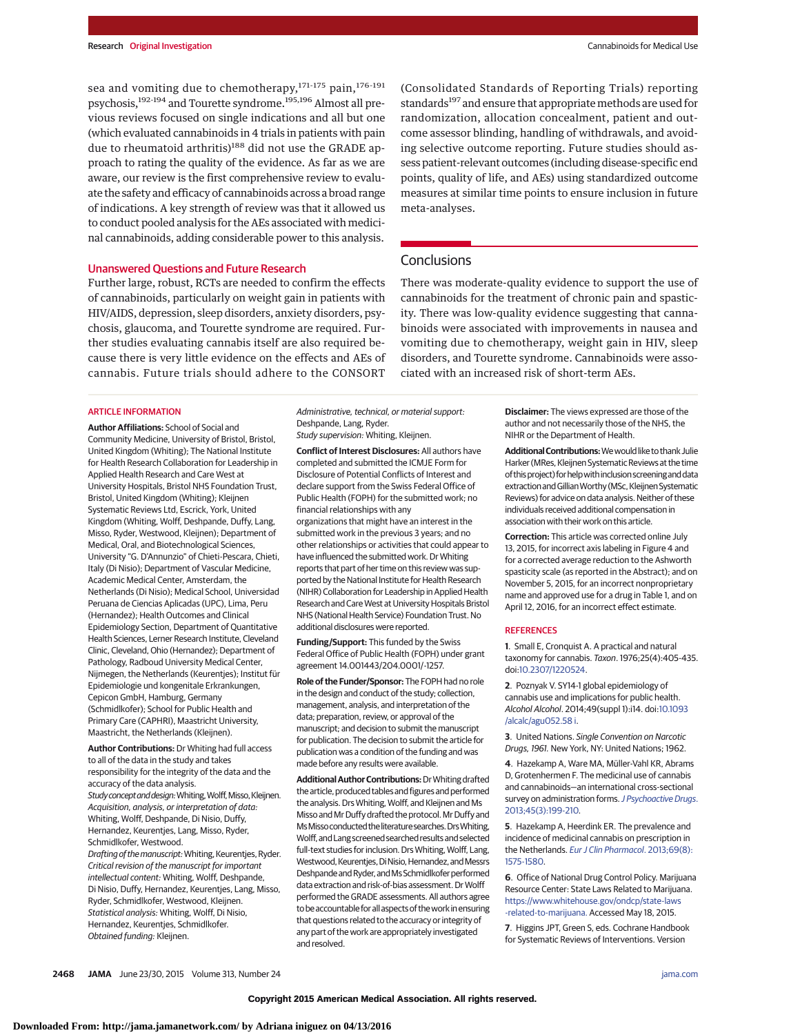sea and vomiting due to chemotherapy,[171-175] pain,[176-191] psychosis,[192-194] and Tourette syndrome.[195,196] Almost all previous reviews focused on single indications and all but one (which evaluated cannabinoids in 4 trials in patients with pain due to rheumatoid arthritis)[188] did not use the GRADE approach to rating the quality of the evidence. As far as we are aware, our review is the first comprehensive review to evaluate the safety and efficacy of cannabinoids across a broad range of indications. A key strength of review was that it allowed us to conduct pooled analysis for the AEs associated with medicinal cannabinoids, adding considerable power to this analysis.

### Unanswered Questions and Future Research

Further large, robust, RCTs are needed to confirm the effects of cannabinoids, particularly on weight gain in patients with HIV/AIDS, depression, sleep disorders, anxiety disorders, psychosis, glaucoma, and Tourette syndrome are required. Further studies evaluating cannabis itself are also required because there is very little evidence on the effects and AEs of cannabis. Future trials should adhere to the CONSORT (Consolidated Standards of Reporting Trials) reporting standards[197] and ensure that appropriate methods are used for randomization, allocation concealment, patient and outcome assessor blinding, handling of withdrawals, and avoiding selective outcome reporting. Future studies should assess patient-relevant outcomes (including disease-specific end points, quality of life, and AEs) using standardized outcome measures at similar time points to ensure inclusion in future meta-analyses.

## Conclusions

There was moderate-quality evidence to support the use of cannabinoids for the treatment of chronic pain and spasticity. There was low-quality evidence suggesting that cannabinoids were associated with improvements in nausea and vomiting due to chemotherapy, weight gain in HIV, sleep disorders, and Tourette syndrome. Cannabinoids were associated with an increased risk of short-term AEs.

### ARTICLE INFORMATION

**Author Affiliations:** School of Social and Community Medicine, University of Bristol, Bristol, United Kingdom (Whiting); The National Institute for Health Research Collaboration for Leadership in Applied Health Research and Care West at University Hospitals, Bristol NHS Foundation Trust, Bristol, United Kingdom (Whiting); Kleijnen Systematic Reviews Ltd, Escrick, York, United Kingdom (Whiting, Wolff, Deshpande, Duffy, Lang, Misso, Ryder, Westwood, Kleijnen); Department of Medical, Oral, and Biotechnological Sciences, University "G. D'Annunzio" of Chieti-Pescara, Chieti, Italy (Di Nisio); Department of Vascular Medicine, Academic Medical Center, Amsterdam, the Netherlands (Di Nisio); Medical School, Universidad Peruana de Ciencias Aplicadas (UPC), Lima, Peru (Hernandez); Health Outcomes and Clinical Epidemiology Section, Department of Quantitative Health Sciences, Lerner Research Institute, Cleveland Clinic, Cleveland, Ohio (Hernandez); Department of Pathology, Radboud University Medical Center, Nijmegen, the Netherlands (Keurentjes); Institut für Epidemiologie und kongenitale Erkrankungen, Cepicon GmbH, Hamburg, Germany (Schmidlkofer); School for Public Health and Primary Care (CAPHRI), Maastricht University, Maastricht, the Netherlands (Kleijnen).

**Author Contributions:** Dr Whiting had full access to all of the data in the study and takes responsibility for the integrity of the data and the accuracy of the data analysis.
*Study concept and design:* Whiting, Wolff, Misso, Kleijnen.
*Acquisition, analysis, or interpretation of data:* Whiting, Wolff, Deshpande, Di Nisio, Duffy, Hernandez, Keurentjes, Lang, Misso, Ryder, Schmidlkofer, Westwood.
*Drafting of the manuscript:* Whiting, Keurentjes, Ryder.
*Critical revision of the manuscript for important intellectual content:* Whiting, Wolff, Deshpande, Di Nisio, Duffy, Hernandez, Keurentjes, Lang, Misso, Ryder, Schmidlkofer, Westwood, Kleijnen.
*Statistical analysis:* Whiting, Wolff, Di Nisio, Hernandez, Keurentjes, Schmidlkofer.
*Obtained funding:* Kleijnen.
*Administrative, technical, or material support:* Deshpande, Lang, Ryder.
*Study supervision:* Whiting, Kleijnen.

**Conflict of Interest Disclosures:** All authors have completed and submitted the ICMJE Form for Disclosure of Potential Conflicts of Interest and declare support from the Swiss Federal Office of Public Health (FOPH) for the submitted work; no financial relationships with any organizations that might have an interest in the submitted work in the previous 3 years; and no other relationships or activities that could appear to have influenced the submitted work. Dr Whiting reports that part of her time on this review was supported by the National Institute for Health Research (NIHR) Collaboration for Leadership in Applied Health Research and Care West at University Hospitals Bristol NHS (National Health Service) Foundation Trust. No additional disclosures were reported.

**Funding/Support:** This funded by the Swiss Federal Office of Public Health (FOPH) under grant agreement 14.001443/204.0001/-1257.

**Role of the Funder/Sponsor:** The FOPH had no role in the design and conduct of the study; collection, management, analysis, and interpretation of the data; preparation, review, or approval of the manuscript; and decision to submit the manuscript for publication. The decision to submit the article for publication was a condition of the funding and was made before any results were available.

**Additional Author Contributions:** Dr Whiting drafted the article, produced tables and figures and performed the analysis. Drs Whiting, Wolff, and Kleijnen and Ms Misso and Mr Duffy drafted the protocol. Mr Duffy and Ms Misso conducted the literature searches. Drs Whiting, Wolff, and Lang screened searched results and selected full-text studies for inclusion. Drs Whiting, Wolff, Lang, Westwood, Keurentjes, Di Nisio, Hernandez, and Messrs Deshpande and Ryder, and Ms Schmidlkofer performed data extraction and risk-of-bias assessment. Dr Wolff performed the GRADE assessments. All authors agree to be accountable for all aspects of the work in ensuring that questions related to the accuracy or integrity of any part of the work are appropriately investigated and resolved.

**Disclaimer:** The views expressed are those of the author and not necessarily those of the NHS, the NIHR or the Department of Health.

**Additional Contributions:** We would like to thank Julie Harker (MRes, Kleijnen Systematic Reviews at the time of this project) for help with inclusion screening and data extraction and Gillian Worthy (MSc, Kleijnen Systematic Reviews) for advice on data analysis. Neither of these individuals received additional compensation in association with their work on this article.

**Correction:** This article was corrected online July 13, 2015, for incorrect axis labeling in Figure 4 and for a corrected average reduction to the Ashworth spasticity scale (as reported in the Abstract); and on November 5, 2015, for an incorrect nonproprietary name and approved use for a drug in Table 1, and on April 12, 2016, for an incorrect effect estimate.

### REFERENCES

1. Small E, Cronquist A. A practical and natural taxonomy for cannabis. *Taxon*. 1976;25(4):405-435. doi:10.2307/1220524.

2. Poznyak V. SY14-1 global epidemiology of cannabis use and implications for public health. *Alcohol Alcohol*. 2014;49(suppl 1):i14. doi:10.1093/alcalc/agu052.58 i.

3. United Nations. *Single Convention on Narcotic Drugs, 1961*. New York, NY: United Nations; 1962.

4. Hazekamp A, Ware MA, Müller-Vahl KR, Abrams D, Grotenhermen F. The medicinal use of cannabis and cannabinoids—an international cross-sectional survey on administration forms. *J Psychoactive Drugs*. 2013;45(3):199-210.

5. Hazekamp A, Heerdink ER. The prevalence and incidence of medicinal cannabis on prescription in the Netherlands. *Eur J Clin Pharmacol*. 2013;69(8):1575-1580.

6. Office of National Drug Control Policy. Marijuana Resource Center: State Laws Related to Marijuana. https://www.whitehouse.gov/ondcp/state-laws-related-to-marijuana. Accessed May 18, 2015.

7. Higgins JPT, Green S, eds. Cochrane Handbook for Systematic Reviews of Interventions. Version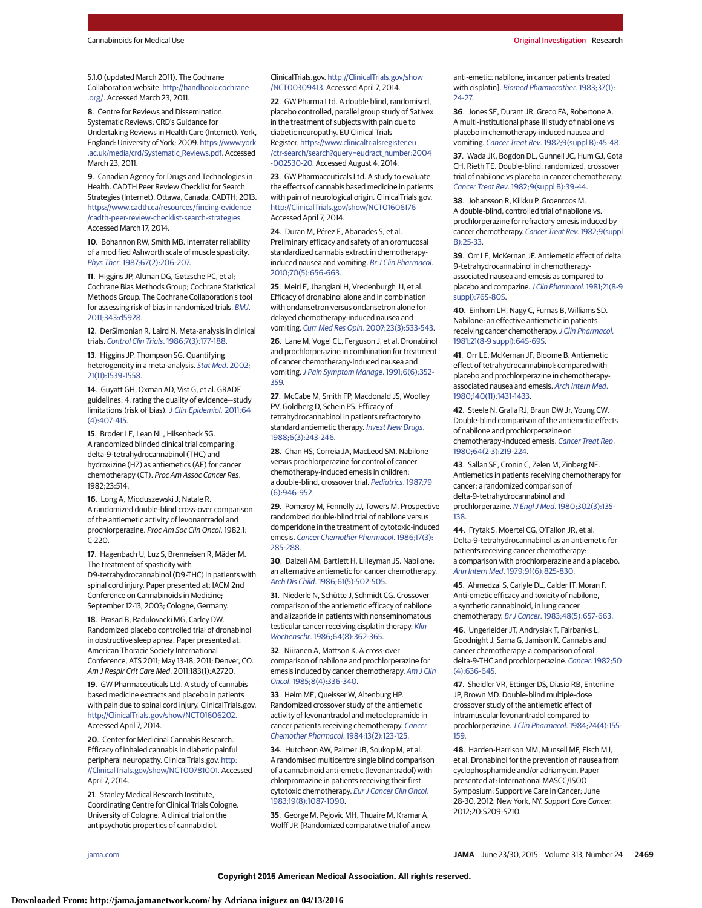5.1.0 (updated March 2011). The Cochrane Collaboration website. http://handbook.cochrane.org/. Accessed March 23, 2011.

8. Centre for Reviews and Dissemination. Systematic Reviews: CRD's Guidance for Undertaking Reviews in Health Care (Internet). York, England: University of York; 2009. https://www.york.ac.uk/media/crd/Systematic_Reviews.pdf. Accessed March 23, 2011.

9. Canadian Agency for Drugs and Technologies in Health. CADTH Peer Review Checklist for Search Strategies (Internet). Ottawa, Canada: CADTH; 2013. https://www.cadth.ca/resources/finding-evidence/cadth-peer-review-checklist-search-strategies. Accessed March 17, 2014.

10. Bohannon RW, Smith MB. Interrater reliability of a modified Ashworth scale of muscle spasticity. *Phys Ther*. 1987;67(2):206-207.

11. Higgins JP, Altman DG, Gøtzsche PC, et al; Cochrane Bias Methods Group; Cochrane Statistical Methods Group. The Cochrane Collaboration's tool for assessing risk of bias in randomised trials. *BMJ*. 2011;343:d5928.

12. DerSimonian R, Laird N. Meta-analysis in clinical trials. *Control Clin Trials*. 1986;7(3):177-188.

13. Higgins JP, Thompson SG. Quantifying heterogeneity in a meta-analysis. *Stat Med*. 2002;21(11):1539-1558.

14. Guyatt GH, Oxman AD, Vist G, et al. GRADE guidelines: 4. rating the quality of evidence—study limitations (risk of bias). *J Clin Epidemiol*. 2011;64(4):407-415.

15. Broder LE, Lean NL, Hilsenbeck SG. A randomized blinded clinical trial comparing delta-9-tetrahydrocannabinol (THC) and hydroxizine (HZ) as antiemetics (AE) for cancer chemotherapy (CT). *Proc Am Assoc Cancer Res*. 1982;23:514.

16. Long A, Mioduszewski J, Natale R. A randomized double-blind cross-over comparison of the antiemetic activity of levonantradol and prochlorperazine. *Proc Am Soc Clin Oncol*. 1982;1:C-220.

17. Hagenbach U, Luz S, Brenneisen R, Mäder M. The treatment of spasticity with D9-tetrahydrocannabinol (D9-THC) in patients with spinal cord injury. Paper presented at: IACM 2nd Conference on Cannabinoids in Medicine; September 12-13, 2003; Cologne, Germany.

18. Prasad B, Radulovacki MG, Carley DW. Randomized placebo controlled trial of dronabinol in obstructive sleep apnea. Paper presented at: American Thoracic Society International Conference, ATS 2011; May 13-18, 2011; Denver, CO. *Am J Respir Crit Care Med*. 2011;183(1):A2720.

19. GW Pharmaceuticals Ltd. A study of cannabis based medicine extracts and placebo in patients with pain due to spinal cord injury. ClinicalTrials.gov. http://ClinicalTrials.gov/show/NCT01606202. Accessed April 7, 2014.

20. Center for Medicinal Cannabis Research. Efficacy of inhaled cannabis in diabetic painful peripheral neuropathy. ClinicalTrials.gov. http://ClinicalTrials.gov/show/NCT00781001. Accessed April 7, 2014.

21. Stanley Medical Research Institute, Coordinating Centre for Clinical Trials Cologne. University of Cologne. A clinical trial on the antipsychotic properties of cannabidiol. ClinicalTrials.gov. http://ClinicalTrials.gov/show/NCT00309413. Accessed April 7, 2014.

22. GW Pharma Ltd. A double blind, randomised, placebo controlled, parallel group study of Sativex in the treatment of subjects with pain due to diabetic neuropathy. EU Clinical Trials Register. https://www.clinicaltrialsregister.eu/ctr-search/search?query=eudract_number:2004-002530-20. Accessed August 4, 2014.

23. GW Pharmaceuticals Ltd. A study to evaluate the effects of cannabis based medicine in patients with pain of neurological origin. ClinicalTrials.gov. http://ClinicalTrials.gov/show/NCT01606176 Accessed April 7, 2014.

24. Duran M, Pérez E, Abanades S, et al. Preliminary efficacy and safety of an oromucosal standardized cannabis extract in chemotherapy-induced nausea and vomiting. *Br J Clin Pharmacol*. 2010;70(5):656-663.

25. Meiri E, Jhangiani H, Vredenburgh JJ, et al. Efficacy of dronabinol alone and in combination with ondansetron versus ondansetron alone for delayed chemotherapy-induced nausea and vomiting. *Curr Med Res Opin*. 2007;23(3):533-543.

26. Lane M, Vogel CL, Ferguson J, et al. Dronabinol and prochlorperazine in combination for treatment of cancer chemotherapy-induced nausea and vomiting. *J Pain Symptom Manage*. 1991;6(6):352-359.

27. McCabe M, Smith FP, Macdonald JS, Woolley PV, Goldberg D, Schein PS. Efficacy of tetrahydrocannabinol in patients refractory to standard antiemetic therapy. *Invest New Drugs*. 1988;6(3):243-246.

28. Chan HS, Correia JA, MacLeod SM. Nabilone versus prochlorperazine for control of cancer chemotherapy-induced emesis in children: a double-blind, crossover trial. *Pediatrics*. 1987;79(6):946-952.

29. Pomeroy M, Fennelly JJ, Towers M. Prospective randomized double-blind trial of nabilone versus domperidone in the treatment of cytotoxic-induced emesis. *Cancer Chemother Pharmacol*. 1986;17(3):285-288.

30. Dalzell AM, Bartlett H, Lilleyman JS. Nabilone: an alternative antiemetic for cancer chemotherapy. *Arch Dis Child*. 1986;61(5):502-505.

31. Niederle N, Schütte J, Schmidt CG. Crossover comparison of the antiemetic efficacy of nabilone and alizapride in patients with nonseminomatous testicular cancer receiving cisplatin therapy. *Klin Wochenschr*. 1986;64(8):362-365.

32. Niiranen A, Mattson K. A cross-over comparison of nabilone and prochlorperazine for emesis induced by cancer chemotherapy. *Am J Clin Oncol*. 1985;8(4):336-340.

33. Heim ME, Queisser W, Altenburg HP. Randomized crossover study of the antiemetic activity of levonantradol and metoclopramide in cancer patients receiving chemotherapy. *Cancer Chemother Pharmacol*. 1984;13(2):123-125.

34. Hutcheon AW, Palmer JB, Soukop M, et al. A randomised multicentre single blind comparison of a cannabinoid anti-emetic (levonantradol) with chlorpromazine in patients receiving their first cytotoxic chemotherapy. *Eur J Cancer Clin Oncol*. 1983;19(8):1087-1090.

35. George M, Pejovic MH, Thuaire M, Kramar A, Wolff JP. [Randomized comparative trial of a new anti-emetic: nabilone, in cancer patients treated with cisplatin]. *Biomed Pharmacother*. 1983;37(1):24-27.

36. Jones SE, Durant JR, Greco FA, Robertone A. A multi-institutional phase III study of nabilone vs placebo in chemotherapy-induced nausea and vomiting. *Cancer Treat Rev*. 1982;9(suppl B):45-48.

37. Wada JK, Bogdon DL, Gunnell JC, Hum GJ, Gota CH, Rieth TE. Double-blind, randomized, crossover trial of nabilone vs placebo in cancer chemotherapy. *Cancer Treat Rev*. 1982;9(suppl B):39-44.

38. Johansson R, Kilkku P, Groenroos M. A double-blind, controlled trial of nabilone vs. prochlorperazine for refractory emesis induced by cancer chemotherapy. *Cancer Treat Rev*. 1982;9(suppl B):25-33.

39. Orr LE, McKernan JF. Antiemetic effect of delta 9-tetrahydrocannabinol in chemotherapy-associated nausea and emesis as compared to placebo and compazine. *J Clin Pharmacol*. 1981;21(8-9 suppl):76S-80S.

40. Einhorn LH, Nagy C, Furnas B, Williams SD. Nabilone: an effective antiemetic in patients receiving cancer chemotherapy. *J Clin Pharmacol*. 1981;21(8-9 suppl):64S-69S.

41. Orr LE, McKernan JF, Bloome B. Antiemetic effect of tetrahydrocannabinol: compared with placebo and prochlorperazine in chemotherapy-associated nausea and emesis. *Arch Intern Med*. 1980;140(11):1431-1433.

42. Steele N, Gralla RJ, Braun DW Jr, Young CW. Double-blind comparison of the antiemetic effects of nabilone and prochlorperazine on chemotherapy-induced emesis. *Cancer Treat Rep*. 1980;64(2-3):219-224.

43. Sallan SE, Cronin C, Zelen M, Zinberg NE. Antiemetics in patients receiving chemotherapy for cancer: a randomized comparison of delta-9-tetrahydrocannabinol and prochlorperazine. *N Engl J Med*. 1980;302(3):135-138.

44. Frytak S, Moertel CG, O'Fallon JR, et al. Delta-9-tetrahydrocannabinol as an antiemetic for patients receiving cancer chemotherapy: a comparison with prochlorperazine and a placebo. *Ann Intern Med*. 1979;91(6):825-830.

45. Ahmedzai S, Carlyle DL, Calder IT, Moran F. Anti-emetic efficacy and toxicity of nabilone, a synthetic cannabinoid, in lung cancer chemotherapy. *Br J Cancer*. 1983;48(5):657-663.

46. Ungerleider JT, Andrysiak T, Fairbanks L, Goodnight J, Sarna G, Jamison K. Cannabis and cancer chemotherapy: a comparison of oral delta-9-THC and prochlorperazine. *Cancer*. 1982;50(4):636-645.

47. Sheidler VR, Ettinger DS, Diasio RB, Enterline JP, Brown MD. Double-blind multiple-dose crossover study of the antiemetic effect of intramuscular levonantradol compared to prochlorperazine. *J Clin Pharmacol*. 1984;24(4):155-159.

48. Harden-Harrison MM, Munsell MF, Fisch MJ, et al. Dronabinol for the prevention of nausea from cyclophosphamide and/or adriamycin. Paper presented at: International MASCC/ISOO Symposium: Supportive Care in Cancer; June 28-30, 2012; New York, NY. *Support Care Cancer*. 2012;20:S209-S210.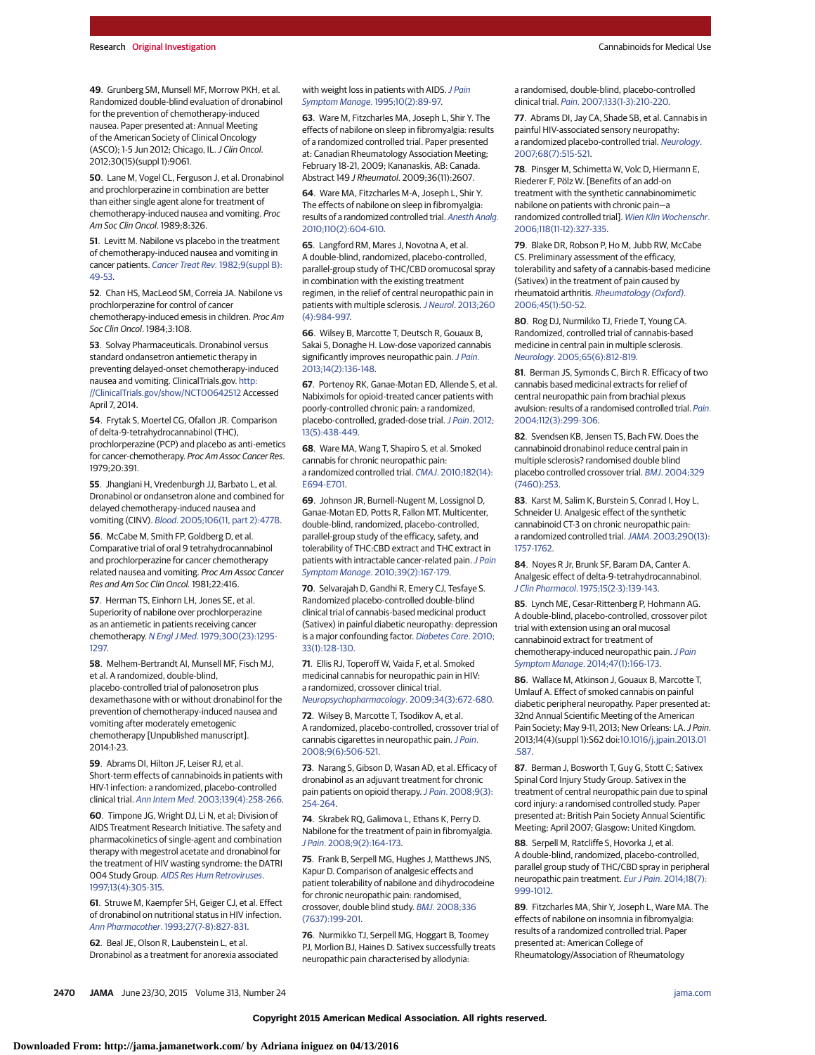49. Grunberg SM, Munsell MF, Morrow PKH, et al. Randomized double-blind evaluation of dronabinol for the prevention of chemotherapy-induced nausea. Paper presented at: Annual Meeting of the American Society of Clinical Oncology (ASCO); 1-5 Jun 2012; Chicago, IL. *J Clin Oncol*. 2012;30(15)(suppl 1):9061.

50. Lane M, Vogel CL, Ferguson J, et al. Dronabinol and prochlorperazine in combination are better than either single agent alone for treatment of chemotherapy-induced nausea and vomiting. *Proc Am Soc Clin Oncol*. 1989;8:326.

51. Levitt M. Nabilone vs placebo in the treatment of chemotherapy-induced nausea and vomiting in cancer patients. *Cancer Treat Rev*. 1982;9(suppl B):49-53.

52. Chan HS, MacLeod SM, Correia JA. Nabilone vs prochlorperazine for control of cancer chemotherapy-induced emesis in children. *Proc Am Soc Clin Oncol*. 1984;3:108.

53. Solvay Pharmaceuticals. Dronabinol versus standard ondansetron antiemetic therapy in preventing delayed-onset chemotherapy-induced nausea and vomiting. ClinicalTrials.gov. http://ClinicalTrials.gov/show/NCT00642512 Accessed April 7, 2014.

54. Frytak S, Moertel CG, Ofallon JR. Comparison of delta-9-tetrahydrocannabinol (THC), prochlorperazine (PCP) and placebo as anti-emetics for cancer-chemotherapy. *Proc Am Assoc Cancer Res*. 1979;20:391.

55. Jhangiani H, Vredenburgh JJ, Barbato L, et al. Dronabinol or ondansetron alone and combined for delayed chemotherapy-induced nausea and vomiting (CINV). *Blood*. 2005;106(11, part 2):477B.

56. McCabe M, Smith FP, Goldberg D, et al. Comparative trial of oral 9 tetrahydrocannabinol and prochlorperazine for cancer chemotherapy related nausea and vomiting. *Proc Am Assoc Cancer Res and Am Soc Clin Oncol*. 1981;22:416.

57. Herman TS, Einhorn LH, Jones SE, et al. Superiority of nabilone over prochlorperazine as an antiemetic in patients receiving cancer chemotherapy. *N Engl J Med*. 1979;300(23):1295-1297.

58. Melhem-Bertrandt AI, Munsell MF, Fisch MJ, et al. A randomized, double-blind, placebo-controlled trial of palonosetron plus dexamethasone with or without dronabinol for the prevention of chemotherapy-induced nausea and vomiting after moderately emetogenic chemotherapy [Unpublished manuscript]. 2014:1-23.

59. Abrams DI, Hilton JF, Leiser RJ, et al. Short-term effects of cannabinoids in patients with HIV-1 infection: a randomized, placebo-controlled clinical trial. *Ann Intern Med*. 2003;139(4):258-266.

60. Timpone JG, Wright DJ, Li N, et al; Division of AIDS Treatment Research Initiative. The safety and pharmacokinetics of single-agent and combination therapy with megestrol acetate and dronabinol for the treatment of HIV wasting syndrome: the DATRI 004 Study Group. *AIDS Res Hum Retroviruses*. 1997;13(4):305-315.

61. Struwe M, Kaempfer SH, Geiger CJ, et al. Effect of dronabinol on nutritional status in HIV infection. *Ann Pharmacother*. 1993;27(7-8):827-831.

62. Beal JE, Olson R, Laubenstein L, et al. Dronabinol as a treatment for anorexia associated with weight loss in patients with AIDS. *J Pain Symptom Manage*. 1995;10(2):89-97.

63. Ware M, Fitzcharles MA, Joseph L, Shir Y. The effects of nabilone on sleep in fibromyalgia: results of a randomized controlled trial. Paper presented at: Canadian Rheumatology Association Meeting; February 18-21, 2009; Kananaskis, AB: Canada. Abstract 149 *J Rheumatol*. 2009;36(11):2607.

64. Ware MA, Fitzcharles M-A, Joseph L, Shir Y. The effects of nabilone on sleep in fibromyalgia: results of a randomized controlled trial. *Anesth Analg*. 2010;110(2):604-610.

65. Langford RM, Mares J, Novotna A, et al. A double-blind, randomized, placebo-controlled, parallel-group study of THC/CBD oromucosal spray in combination with the existing treatment regimen, in the relief of central neuropathic pain in patients with multiple sclerosis. *J Neurol*. 2013;260(4):984-997.

66. Wilsey B, Marcotte T, Deutsch R, Gouaux B, Sakai S, Donaghe H. Low-dose vaporized cannabis significantly improves neuropathic pain. *J Pain*. 2013;14(2):136-148.

67. Portenoy RK, Ganae-Motan ED, Allende S, et al. Nabiximols for opioid-treated cancer patients with poorly-controlled chronic pain: a randomized, placebo-controlled, graded-dose trial. *J Pain*. 2012;13(5):438-449.

68. Ware MA, Wang T, Shapiro S, et al. Smoked cannabis for chronic neuropathic pain: a randomized controlled trial. *CMAJ*. 2010;182(14):E694-E701.

69. Johnson JR, Burnell-Nugent M, Lossignol D, Ganae-Motan ED, Potts R, Fallon MT. Multicenter, double-blind, randomized, placebo-controlled, parallel-group study of the efficacy, safety, and tolerability of THC:CBD extract and THC extract in patients with intractable cancer-related pain. *J Pain Symptom Manage*. 2010;39(2):167-179.

70. Selvarajah D, Gandhi R, Emery CJ, Tesfaye S. Randomized placebo-controlled double-blind clinical trial of cannabis-based medicinal product (Sativex) in painful diabetic neuropathy: depression is a major confounding factor. *Diabetes Care*. 2010;33(1):128-130.

71. Ellis RJ, Toperoff W, Vaida F, et al. Smoked medicinal cannabis for neuropathic pain in HIV: a randomized, crossover clinical trial. *Neuropsychopharmacology*. 2009;34(3):672-680.

72. Wilsey B, Marcotte T, Tsodikov A, et al. A randomized, placebo-controlled, crossover trial of cannabis cigarettes in neuropathic pain. *J Pain*. 2008;9(6):506-521.

73. Narang S, Gibson D, Wasan AD, et al. Efficacy of dronabinol as an adjuvant treatment for chronic pain patients on opioid therapy. *J Pain*. 2008;9(3):254-264.

74. Skrabek RQ, Galimova L, Ethans K, Perry D. Nabilone for the treatment of pain in fibromyalgia. *J Pain*. 2008;9(2):164-173.

75. Frank B, Serpell MG, Hughes J, Matthews JNS, Kapur D. Comparison of analgesic effects and patient tolerability of nabilone and dihydrocodeine for chronic neuropathic pain: randomised, crossover, double blind study. *BMJ*. 2008;336(7637):199-201.

76. Nurmikko TJ, Serpell MG, Hoggart B, Toomey PJ, Morlion BJ, Haines D. Sativex successfully treats neuropathic pain characterised by allodynia: a randomised, double-blind, placebo-controlled clinical trial. *Pain*. 2007;133(1-3):210-220.

77. Abrams DI, Jay CA, Shade SB, et al. Cannabis in painful HIV-associated sensory neuropathy: a randomized placebo-controlled trial. *Neurology*. 2007;68(7):515-521.

78. Pinsger M, Schimetta W, Volc D, Hiermann E, Riederer F, Pölz W. [Benefits of an add-on treatment with the synthetic cannabinomimetic nabilone on patients with chronic pain—a randomized controlled trial]. *Wien Klin Wochenschr*. 2006;118(11-12):327-335.

79. Blake DR, Robson P, Ho M, Jubb RW, McCabe CS. Preliminary assessment of the efficacy, tolerability and safety of a cannabis-based medicine (Sativex) in the treatment of pain caused by rheumatoid arthritis. *Rheumatology (Oxford)*. 2006;45(1):50-52.

80. Rog DJ, Nurmikko TJ, Friede T, Young CA. Randomized, controlled trial of cannabis-based medicine in central pain in multiple sclerosis. *Neurology*. 2005;65(6):812-819.

81. Berman JS, Symonds C, Birch R. Efficacy of two cannabis based medicinal extracts for relief of central neuropathic pain from brachial plexus avulsion: results of a randomised controlled trial. *Pain*. 2004;112(3):299-306.

82. Svendsen KB, Jensen TS, Bach FW. Does the cannabinoid dronabinol reduce central pain in multiple sclerosis? randomised double blind placebo controlled crossover trial. *BMJ*. 2004;329(7460):253.

83. Karst M, Salim K, Burstein S, Conrad I, Hoy L, Schneider U. Analgesic effect of the synthetic cannabinoid CT-3 on chronic neuropathic pain: a randomized controlled trial. *JAMA*. 2003;290(13):1757-1762.

84. Noyes R Jr, Brunk SF, Baram DA, Canter A. Analgesic effect of delta-9-tetrahydrocannabinol. *J Clin Pharmacol*. 1975;15(2-3):139-143.

85. Lynch ME, Cesar-Rittenberg P, Hohmann AG. A double-blind, placebo-controlled, crossover pilot trial with extension using an oral mucosal cannabinoid extract for treatment of chemotherapy-induced neuropathic pain. *J Pain Symptom Manage*. 2014;47(1):166-173.

86. Wallace M, Atkinson J, Gouaux B, Marcotte T, Umlauf A. Effect of smoked cannabis on painful diabetic peripheral neuropathy. Paper presented at: 32nd Annual Scientific Meeting of the American Pain Society; May 9-11, 2013; New Orleans: LA. *J Pain*. 2013;14(4)(suppl 1):S62 doi:10.1016/j.jpain.2013.01.587.

87. Berman J, Bosworth T, Guy G, Stott C; Sativex Spinal Cord Injury Study Group. Sativex in the treatment of central neuropathic pain due to spinal cord injury: a randomised controlled study. Paper presented at: British Pain Society Annual Scientific Meeting; April 2007; Glasgow: United Kingdom.

88. Serpell M, Ratcliffe S, Hovorka J, et al. A double-blind, randomized, placebo-controlled, parallel group study of THC/CBD spray in peripheral neuropathic pain treatment. *Eur J Pain*. 2014;18(7):999-1012.

89. Fitzcharles MA, Shir Y, Joseph L, Ware MA. The effects of nabilone on insomnia in fibromyalgia: results of a randomized controlled trial. Paper presented at: American College of Rheumatology/Association of Rheumatology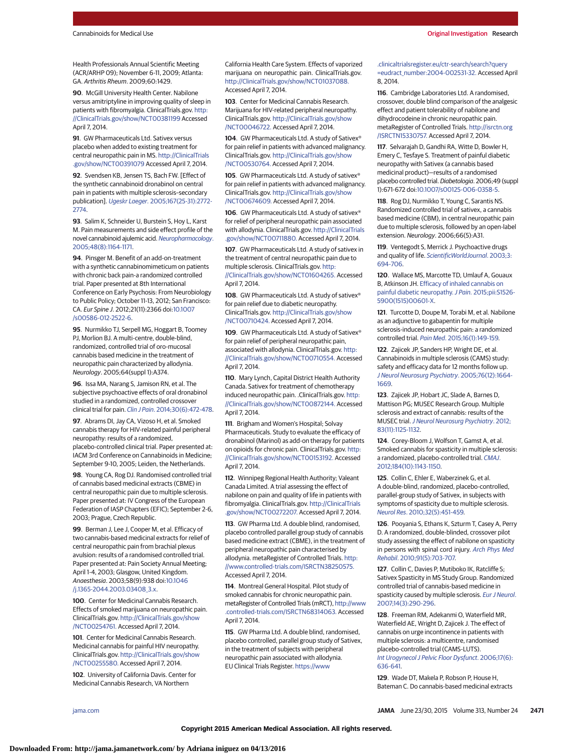Health Professionals Annual Scientific Meeting (ACR/ARHP 09); November 6-11, 2009; Atlanta: GA. *Arthritis Rheum*. 2009;60:1429.

**90**. McGill University Health Center. Nabilone versus amitriptyline in improving quality of sleep in patients with fibromyalgia. ClinicalTrials.gov. http://ClinicalTrials.gov/show/NCT00381199 Accessed April 7, 2014.

**91**. GW Pharmaceuticals Ltd. Sativex versus placebo when added to existing treatment for central neuropathic pain in MS. http://ClinicalTrials.gov/show/NCT00391079 Accessed April 7, 2014.

**92**. Svendsen KB, Jensen TS, Bach FW. [Effect of the synthetic cannabinoid dronabinol on central pain in patients with multiple sclerosis–secondary publication]. *Ugeskr Laeger*. 2005;167(25-31):2772-2774.

**93**. Salim K, Schneider U, Burstein S, Hoy L, Karst M. Pain measurements and side effect profile of the novel cannabinoid ajulemic acid. *Neuropharmacology*. 2005;48(8):1164-1171.

**94**. Pinsger M. Benefit of an add-on-treatment with a synthetic cannabinomimeticum on patients with chronic back pain-a randomized controlled trial. Paper presented at 8th International Conference on Early Psychosis: From Neurobiology to Public Policy; October 11-13, 2012; San Francisco: CA. *Eur Spine J*. 2012;21(11):2366 doi:10.1007/s00586-012-2522-6.

**95**. Nurmikko TJ, Serpell MG, Hoggart B, Toomey PJ, Morlion BJ. A multi-centre, double-blind, randomized, controlled trial of oro-mucosal cannabis based medicine in the treatment of neuropathic pain characterized by allodynia. *Neurology*. 2005;64(suppl 1):A374.

**96**. Issa MA, Narang S, Jamison RN, et al. The subjective psychoactive effects of oral dronabinol studied in a randomized, controlled crossover clinical trial for pain. *Clin J Pain*. 2014;30(6):472-478.

**97**. Abrams DI, Jay CA, Vizoso H, et al. Smoked cannabis therapy for HIV-related painful peripheral neuropathy: results of a randomized, placebo-controlled clinical trial. Paper presented at: IACM 3rd Conference on Cannabinoids in Medicine; September 9-10, 2005; Leiden, the Netherlands.

**98**. Young CA, Rog DJ. Randomised controlled trial of cannabis based medicinal extracts (CBME) in central neuropathic pain due to multiple sclerosis. Paper presented at: IV Congress of the European Federation of IASP Chapters (EFIC); September 2-6, 2003; Prague, Czech Republic.

**99**. Berman J, Lee J, Cooper M, et al. Efficacy of two cannabis-based medicinal extracts for relief of central neuropathic pain from brachial plexus avulsion: results of a randomised controlled trial. Paper presented at: Pain Society Annual Meeting; April 1-4, 2003; Glasgow, United Kingdom. *Anaesthesia*. 2003;58(9):938 doi:10.1046/j.1365-2044.2003.03408_3.x.

**100**. Center for Medicinal Cannabis Research. Effects of smoked marijuana on neuropathic pain. ClinicalTrials.gov. http://ClinicalTrials.gov/show/NCT00254761. Accessed April 7, 2014.

**101**. Center for Medicinal Cannabis Research. Medicinal cannabis for painful HIV neuropathy. ClinicalTrials.gov. http://ClinicalTrials.gov/show/NCT00255580. Accessed April 7, 2014.

**102**. University of California Davis. Center for Medicinal Cannabis Research, VA Northern California Health Care System. Effects of vaporized marijuana on neuropathic pain. ClinicalTrials.gov. http://ClinicalTrials.gov/show/NCT01037088. Accessed April 7, 2014.

**103**. Center for Medicinal Cannabis Research. Marijuana for HIV-related peripheral neuropathy. ClinicalTrials.gov. http://ClinicalTrials.gov/show/NCT00046722. Accessed April 7, 2014.

**104**. GW Pharmaceuticals Ltd. A study of Sativex® for pain relief in patients with advanced malignancy. ClinicalTrials.gov. http://ClinicalTrials.gov/show/NCT00530764. Accessed April 7, 2014.

**105**. GW Pharmaceuticals Ltd. A study of sativex® for pain relief in patients with advanced malignancy. ClinicalTrials.gov. http://ClinicalTrials.gov/show/NCT00674609. Accessed April 7, 2014.

**106**. GW Pharmaceuticals Ltd. A study of sativex® for relief of peripheral neuropathic pain associated with allodynia. ClinicalTrials.gov. http://ClinicalTrials.gov/show/NCT00711880. Accessed April 7, 2014.

**107**. GW Pharmaceuticals Ltd. A study of sativex in the treatment of central neuropathic pain due to multiple sclerosis. ClinicalTrials.gov. http://ClinicalTrials.gov/show/NCT01604265. Accessed April 7, 2014.

**108**. GW Pharmaceuticals Ltd. A study of sativex® for pain relief due to diabetic neuropathy. ClinicalTrials.gov. http://ClinicalTrials.gov/show/NCT00710424. Accessed April 7, 2014.

**109**. GW Pharmaceuticals Ltd. A study of Sativex® for pain relief of peripheral neuropathic pain, associated with allodynia. ClinicalTrials.gov. http://ClinicalTrials.gov/show/NCT00710554. Accessed April 7, 2014.

**110**. Mary Lynch, Capital District Health Authority Canada. Sativex for treatment of chemotherapy induced neuropathic pain. .ClinicalTrials.gov. http://ClinicalTrials.gov/show/NCT00872144. Accessed April 7, 2014.

**111**. Brigham and Women's Hospital; Solvay Pharmaceuticals. Study to evaluate the efficacy of dronabinol (Marinol) as add-on therapy for patients on opioids for chronic pain. ClinicalTrials.gov. http://ClinicalTrials.gov/show/NCT00153192. Accessed April 7, 2014.

**112**. Winnipeg Regional Health Authority; Valeant Canada Limited. A trial assessing the effect of nabilone on pain and quality of life in patients with fibromyalgia. ClinicalTrials.gov. http://ClinicalTrials.gov/show/NCT00272207. Accessed April 7, 2014.

**113**. GW Pharma Ltd. A double blind, randomised, placebo controlled parallel group study of cannabis based medicine extract (CBME), in the treatment of peripheral neuropathic pain characterised by allodynia. metaRegister of Controlled Trials. http://www.controlled-trials.com/ISRCTN38250575. Accessed April 7, 2014.

**114**. Montreal General Hospital. Pilot study of smoked cannabis for chronic neuropathic pain. metaRegister of Controlled Trials (mRCT), http://www.controlled-trials.com/ISRCTN68314063. Accessed April 7, 2014.

**115**. GW Pharma Ltd. A double blind, randomised, placebo controlled, parallel group study of Sativex, in the treatment of subjects with peripheral neuropathic pain associated with allodynia. EU Clinical Trials Register. https://www.clinicaltrialsregister.eu/ctr-search/search?query=eudract_number:2004-002531-32. Accessed April 8, 2014.

**116**. Cambridge Laboratories Ltd. A randomised, crossover, double blind comparison of the analgesic effect and patient tolerability of nabilone and dihydrocodeine in chronic neuropathic pain. metaRegister of Controlled Trials. http://isrctn.org/ISRCTN15330757. Accessed April 7, 2014.

**117**. Selvarajah D, Gandhi RA, Witte D, Bowler H, Emery C, Tesfaye S. Treatment of painful diabetic neuropathy with Sativex (a cannabis based medicinal product)—results of a randomised placebo controlled trial. *Diabetologia*. 2006;49 (suppl 1):671-672 doi:10.1007/s00125-006-0358-5.

**118**. Rog DJ, Nurmikko T, Young C, Sarantis NS. Randomized controlled trial of sativex, a cannabis based medicine (CBM), in central neuropathic pain due to multiple sclerosis, followed by an open-label extension. *Neurology*. 2006;66(5):A31.

**119**. Ventegodt S, Merrick J. Psychoactive drugs and quality of life. *ScientificWorldJournal*. 2003;3:694-706.

**120**. Wallace MS, Marcotte TD, Umlauf A, Gouaux B, Atkinson JH. Efficacy of inhaled cannabis on painful diabetic neuropathy. *J Pain*. 2015;pii:S1526-5900(15)00601-X.

**121**. Turcotte D, Doupe M, Torabi M, et al. Nabilone as an adjunctive to gabapentin for multiple sclerosis-induced neuropathic pain: a randomized controlled trial. *Pain Med*. 2015;16(1):149-159.

**122**. Zajicek JP, Sanders HP, Wright DE, et al. Cannabinoids in multiple sclerosis (CAMS) study: safety and efficacy data for 12 months follow up. *J Neurol Neurosurg Psychiatry*. 2005;76(12):1664-1669.

**123**. Zajicek JP, Hobart JC, Slade A, Barnes D, Mattison PG; MUSEC Research Group. Multiple sclerosis and extract of cannabis: results of the MUSEC trial. *J Neurol Neurosurg Psychiatry*. 2012;83(11):1125-1132.

**124**. Corey-Bloom J, Wolfson T, Gamst A, et al. Smoked cannabis for spasticity in multiple sclerosis: a randomized, placebo-controlled trial. *CMAJ*. 2012;184(10):1143-1150.

**125**. Collin C, Ehler E, Waberzinek G, et al. A double-blind, randomized, placebo-controlled, parallel-group study of Sativex, in subjects with symptoms of spasticity due to multiple sclerosis. *Neurol Res*. 2010;32(5):451-459.

**126**. Pooyania S, Ethans K, Szturm T, Casey A, Perry D. A randomized, double-blinded, crossover pilot study assessing the effect of nabilone on spasticity in persons with spinal cord injury. *Arch Phys Med Rehabil*. 2010;91(5):703-707.

**127**. Collin C, Davies P, Mutiboko IK, Ratcliffe S; Sativex Spasticity in MS Study Group. Randomized controlled trial of cannabis-based medicine in spasticity caused by multiple sclerosis. *Eur J Neurol*. 2007;14(3):290-296.

**128**. Freeman RM, Adekanmi O, Waterfield MR, Waterfield AE, Wright D, Zajicek J. The effect of cannabis on urge incontinence in patients with multiple sclerosis: a multicentre, randomised placebo-controlled trial (CAMS-LUTS). *Int Urogynecol J Pelvic Floor Dysfunct*. 2006;17(6):636-641.

**129**. Wade DT, Makela P, Robson P, House H, Bateman C. Do cannabis-based medicinal extracts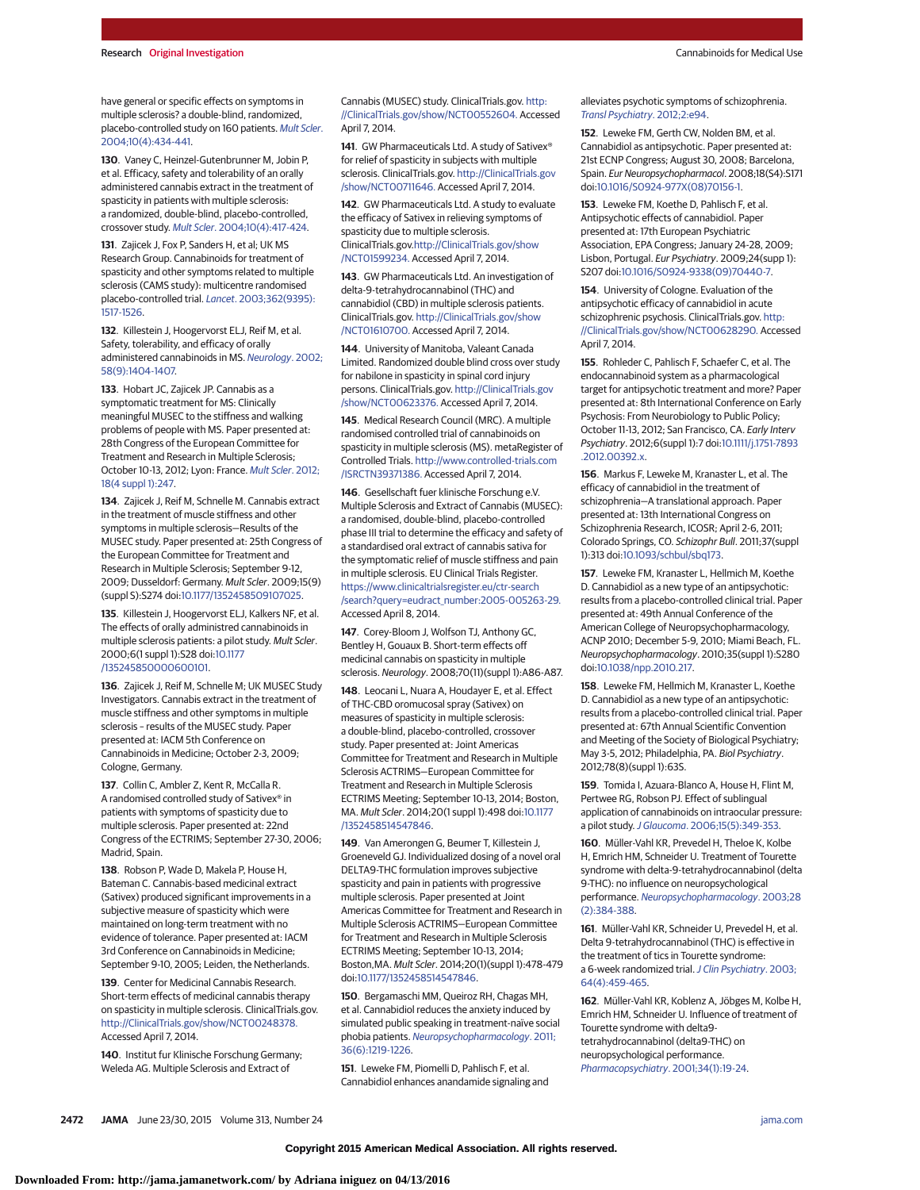have general or specific effects on symptoms in multiple sclerosis? a double-blind, randomized, placebo-controlled study on 160 patients. *Mult Scler*. 2004;10(4):434-441.

130. Vaney C, Heinzel-Gutenbrunner M, Jobin P, et al. Efficacy, safety and tolerability of an orally administered cannabis extract in the treatment of spasticity in patients with multiple sclerosis: a randomized, double-blind, placebo-controlled, crossover study. *Mult Scler*. 2004;10(4):417-424.

131. Zajicek J, Fox P, Sanders H, et al; UK MS Research Group. Cannabinoids for treatment of spasticity and other symptoms related to multiple sclerosis (CAMS study): multicentre randomised placebo-controlled trial. *Lancet*. 2003;362(9395):1517-1526.

132. Killestein J, Hoogervorst ELJ, Reif M, et al. Safety, tolerability, and efficacy of orally administered cannabinoids in MS. *Neurology*. 2002;58(9):1404-1407.

133. Hobart JC, Zajicek JP. Cannabis as a symptomatic treatment for MS: Clinically meaningful MUSEC to the stiffness and walking problems of people with MS. Paper presented at: 28th Congress of the European Committee for Treatment and Research in Multiple Sclerosis; October 10-13, 2012; Lyon: France. *Mult Scler*. 2012;18(4 suppl 1):247.

134. Zajicek J, Reif M, Schnelle M. Cannabis extract in the treatment of muscle stiffness and other symptoms in multiple sclerosis—Results of the MUSEC study. Paper presented at: 25th Congress of the European Committee for Treatment and Research in Multiple Sclerosis; September 9-12, 2009; Dusseldorf: Germany. *Mult Scler*. 2009;15(9)(suppl S):S274 doi:10.1177/1352458509107025.

135. Killestein J, Hoogervorst ELJ, Kalkers NF, et al. The effects of orally administered cannabinoids in multiple sclerosis patients: a pilot study. *Mult Scler*. 2000;6(1 suppl 1):S28 doi:10.1177/135245850000600101.

136. Zajicek J, Reif M, Schnelle M; UK MUSEC Study Investigators. Cannabis extract in the treatment of muscle stiffness and other symptoms in multiple sclerosis – results of the MUSEC study. Paper presented at: IACM 5th Conference on Cannabinoids in Medicine; October 2-3, 2009; Cologne, Germany.

137. Collin C, Ambler Z, Kent R, McCalla R. A randomised controlled study of Sativex® in patients with symptoms of spasticity due to multiple sclerosis. Paper presented at: 22nd Congress of the ECTRIMS; September 27-30, 2006; Madrid, Spain.

138. Robson P, Wade D, Makela P, House H, Bateman C. Cannabis-based medicinal extract (Sativex) produced significant improvements in a subjective measure of spasticity which were maintained on long-term treatment with no evidence of tolerance. Paper presented at: IACM 3rd Conference on Cannabinoids in Medicine; September 9-10, 2005; Leiden, the Netherlands.

139. Center for Medicinal Cannabis Research. Short-term effects of medicinal cannabis therapy on spasticity in multiple sclerosis. ClinicalTrials.gov. http://ClinicalTrials.gov/show/NCT00248378. Accessed April 7, 2014.

140. Institut fur Klinische Forschung Germany; Weleda AG. Multiple Sclerosis and Extract of Cannabis (MUSEC) study. ClinicalTrials.gov. http://ClinicalTrials.gov/show/NCT00552604. Accessed April 7, 2014.

141. GW Pharmaceuticals Ltd. A study of Sativex® for relief of spasticity in subjects with multiple sclerosis. ClinicalTrials.gov. http://ClinicalTrials.gov/show/NCT00711646. Accessed April 7, 2014.

142. GW Pharmaceuticals Ltd. A study to evaluate the efficacy of Sativex in relieving symptoms of spasticity due to multiple sclerosis. ClinicalTrials.gov.http://ClinicalTrials.gov/show/NCT01599234. Accessed April 7, 2014.

143. GW Pharmaceuticals Ltd. An investigation of delta-9-tetrahydrocannabinol (THC) and cannabidiol (CBD) in multiple sclerosis patients. ClinicalTrials.gov. http://ClinicalTrials.gov/show/NCT01610700. Accessed April 7, 2014.

144. University of Manitoba, Valeant Canada Limited. Randomized double blind cross over study for nabilone in spasticity in spinal cord injury persons. ClinicalTrials.gov. http://ClinicalTrials.gov/show/NCT00623376. Accessed April 7, 2014.

145. Medical Research Council (MRC). A multiple randomised controlled trial of cannabinoids on spasticity in multiple sclerosis (MS). metaRegister of Controlled Trials. http://www.controlled-trials.com/ISRCTN39371386. Accessed April 7, 2014.

146. Gesellschaft fuer klinische Forschung e.V. Multiple Sclerosis and Extract of Cannabis (MUSEC): a randomised, double-blind, placebo-controlled phase III trial to determine the efficacy and safety of a standardised oral extract of cannabis sativa for the symptomatic relief of muscle stiffness and pain in multiple sclerosis. EU Clinical Trials Register. https://www.clinicaltrialsregister.eu/ctr-search/search?query=eudract_number:2005-005263-29. Accessed April 8, 2014.

147. Corey-Bloom J, Wolfson TJ, Anthony GC, Bentley H, Gouaux B. Short-term effects off medicinal cannabis on spasticity in multiple sclerosis. *Neurology*. 2008;70(11)(suppl 1):A86-A87.

148. Leocani L, Nuara A, Houdayer E, et al. Effect of THC-CBD oromucosal spray (Sativex) on measures of spasticity in multiple sclerosis: a double-blind, placebo-controlled, crossover study. Paper presented at: Joint Americas Committee for Treatment and Research in Multiple Sclerosis ACTRIMS—European Committee for Treatment and Research in Multiple Sclerosis ECTRIMS Meeting; September 10-13, 2014; Boston, MA. *Mult Scler*. 2014;20(1 suppl 1):498 doi:10.1177/1352458514547846.

149. Van Amerongen G, Beumer T, Killestein J, Groeneveld GJ. Individualized dosing of a novel oral DELTA9-THC formulation improves subjective spasticity and pain in patients with progressive multiple sclerosis. Paper presented at: Joint Americas Committee for Treatment and Research in Multiple Sclerosis ACTRIMS—European Committee for Treatment and Research in Multiple Sclerosis ECTRIMS Meeting; September 10-13, 2014; Boston,MA. *Mult Scler*. 2014;20(1)(suppl 1):478-479 doi:10.1177/1352458514547846.

150. Bergamaschi MM, Queiroz RH, Chagas MH, et al. Cannabidiol reduces the anxiety induced by simulated public speaking in treatment-naive social phobia patients. *Neuropsychopharmacology*. 2011;36(6):1219-1226.

151. Leweke FM, Piomelli D, Pahlisch F, et al. Cannabidiol enhances anandamide signaling and alleviates psychotic symptoms of schizophrenia. *Transl Psychiatry*. 2012;2:e94.

152. Leweke FM, Gerth CW, Nolden BM, et al. Cannabidiol as antipsychotic. Paper presented at: 21st ECNP Congress; August 30, 2008; Barcelona, Spain. *Eur Neuropsychopharmacol*. 2008;18(S4):S171 doi:10.1016/S0924-977X(08)70156-1.

153. Leweke FM, Koethe D, Pahlisch F, et al. Antipsychotic effects of cannabidiol. Paper presented at: 17th European Psychiatric Association, EPA Congress; January 24-28, 2009; Lisbon, Portugal. *Eur Psychiatry*. 2009;24(supp 1):S207 doi:10.1016/S0924-9338(09)70440-7.

154. University of Cologne. Evaluation of the antipsychotic efficacy of cannabidiol in acute schizophrenic psychosis. ClinicalTrials.gov. http://ClinicalTrials.gov/show/NCT00628290. Accessed April 7, 2014.

155. Rohleder C, Pahlisch F, Schaefer C, et al. The endocannabinoid system as a pharmacological target for antipsychotic treatment and more? Paper presented at: 8th International Conference on Early Psychosis: From Neurobiology to Public Policy; October 11-13, 2012; San Francisco, CA. *Early Interv Psychiatry*. 2012;6(suppl 1):7 doi:10.1111/j.1751-7893.2012.00392.x.

156. Markus F, Leweke M, Kranaster L, et al. The efficacy of cannabidiol in the treatment of schizophrenia—A translational approach. Paper presented at: 13th International Congress on Schizophrenia Research, ICOSR; April 2-6, 2011; Colorado Springs, CO. *Schizophr Bull*. 2011;37(suppl 1):313 doi:10.1093/schbul/sbq173.

157. Leweke FM, Kranaster L, Hellmich M, Koethe D. Cannabidiol as a new type of an antipsychotic: results from a placebo-controlled clinical trial. Paper presented at: 49th Annual Conference of the American College of Neuropsychopharmacology, ACNP 2010; December 5-9, 2010; Miami Beach, FL. *Neuropsychopharmacology*. 2010;35(suppl 1):S280 doi:10.1038/npp.2010.217.

158. Leweke FM, Hellmich M, Kranaster L, Koethe D. Cannabidiol as a new type of an antipsychotic: results from a placebo-controlled clinical trial. Paper presented at: 67th Annual Scientific Convention and Meeting of the Society of Biological Psychiatry; May 3-5, 2012; Philadelphia, PA. *Biol Psychiatry*. 2012;78(8)(suppl 1):63S.

159. Tomida I, Azuara-Blanco A, House H, Flint M, Pertwee RG, Robson PJ. Effect of sublingual application of cannabinoids on intraocular pressure: a pilot study. *J Glaucoma*. 2006;15(5):349-353.

160. Müller-Vahl KR, Prevedel H, Theloe K, Kolbe H, Emrich HM, Schneider U. Treatment of Tourette syndrome with delta-9-tetrahydrocannabinol (delta 9-THC): no influence on neuropsychological performance. *Neuropsychopharmacology*. 2003;28(2):384-388.

161. Müller-Vahl KR, Schneider U, Prevedel H, et al. Delta 9-tetrahydrocannabinol (THC) is effective in the treatment of tics in Tourette syndrome: a 6-week randomized trial. *J Clin Psychiatry*. 2003;64(4):459-465.

162. Müller-Vahl KR, Koblenz A, Jöbges M, Kolbe H, Emrich HM, Schneider U. Influence of treatment of Tourette syndrome with delta9-tetrahydrocannabinol (delta9-THC) on neuropsychological performance. *Pharmacopsychiatry*. 2001;34(1):19-24.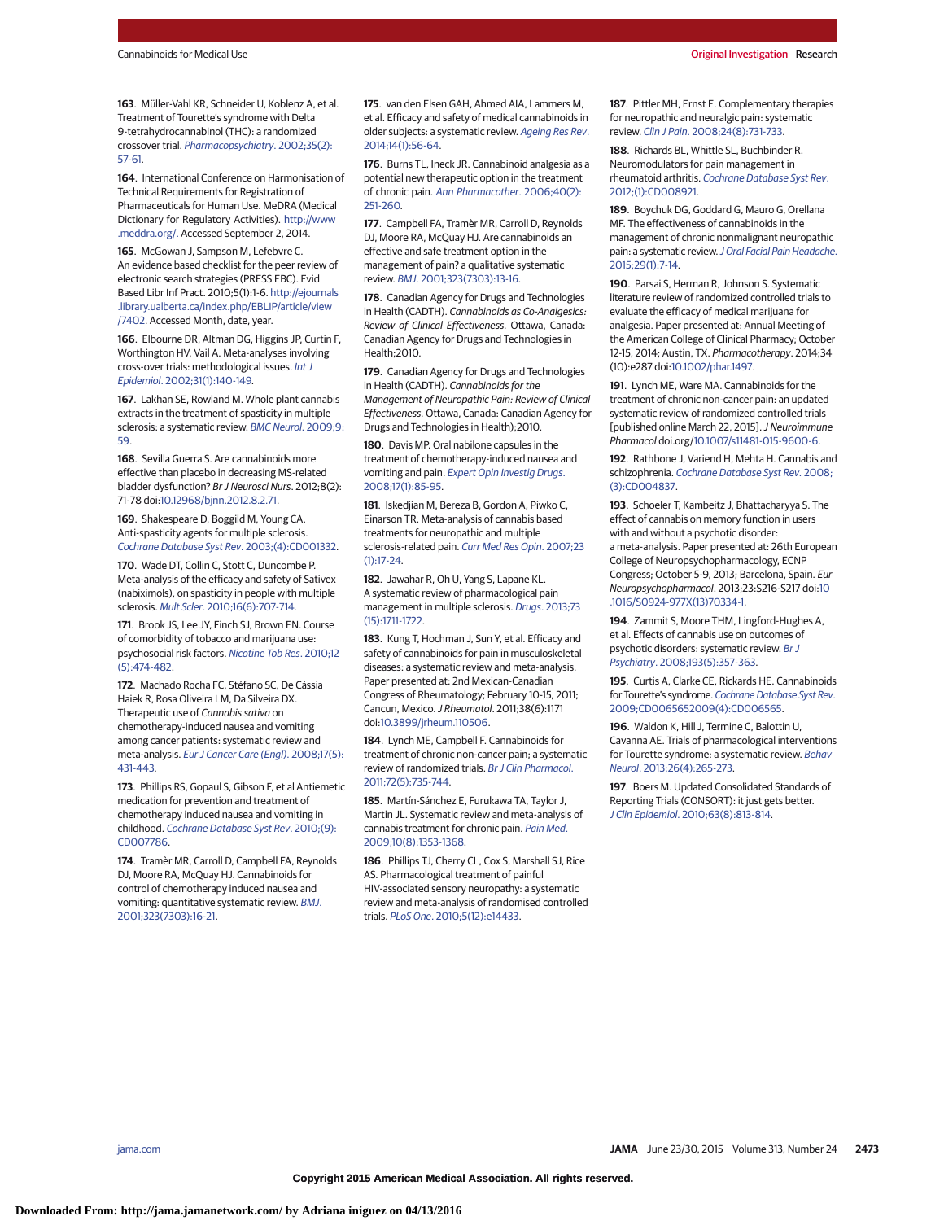163. Müller-Vahl KR, Schneider U, Koblenz A, et al. Treatment of Tourette's syndrome with Delta 9-tetrahydrocannabinol (THC): a randomized crossover trial. *Pharmacopsychiatry*. 2002;35(2):57-61.

164. International Conference on Harmonisation of Technical Requirements for Registration of Pharmaceuticals for Human Use. MeDRA (Medical Dictionary for Regulatory Activities). http://www.meddra.org/. Accessed September 2, 2014.

165. McGowan J, Sampson M, Lefebvre C. An evidence based checklist for the peer review of electronic search strategies (PRESS EBC). Evid Based Libr Inf Pract. 2010;5(1):1-6. http://ejournals.library.ualberta.ca/index.php/EBLIP/article/view/7402. Accessed Month, date, year.

166. Elbourne DR, Altman DG, Higgins JP, Curtin F, Worthington HV, Vail A. Meta-analyses involving cross-over trials: methodological issues. *Int J Epidemiol*. 2002;31(1):140-149.

167. Lakhan SE, Rowland M. Whole plant cannabis extracts in the treatment of spasticity in multiple sclerosis: a systematic review. *BMC Neurol*. 2009;9:59.

168. Sevilla Guerra S. Are cannabinoids more effective than placebo in decreasing MS-related bladder dysfunction? *Br J Neurosci Nurs*. 2012;8(2):71-78 doi:10.12968/bjnn.2012.8.2.71.

169. Shakespeare D, Boggild M, Young CA. Anti-spasticity agents for multiple sclerosis. *Cochrane Database Syst Rev*. 2003;(4):CD001332.

170. Wade DT, Collin C, Stott C, Duncombe P. Meta-analysis of the efficacy and safety of Sativex (nabiximols), on spasticity in people with multiple sclerosis. *Mult Scler*. 2010;16(6):707-714.

171. Brook JS, Lee JY, Finch SJ, Brown EN. Course of comorbidity of tobacco and marijuana use: psychosocial risk factors. *Nicotine Tob Res*. 2010;12(5):474-482.

172. Machado Rocha FC, Stéfano SC, De Cássia Haiek R, Rosa Oliveira LM, Da Silveira DX. Therapeutic use of *Cannabis sativa* on chemotherapy-induced nausea and vomiting among cancer patients: systematic review and meta-analysis. *Eur J Cancer Care (Engl)*. 2008;17(5):431-443.

173. Phillips RS, Gopaul S, Gibson F, et al Antiemetic medication for prevention and treatment of chemotherapy induced nausea and vomiting in childhood. *Cochrane Database Syst Rev*. 2010;(9):CD007786.

174. Tramèr MR, Carroll D, Campbell FA, Reynolds DJ, Moore RA, McQuay HJ. Cannabinoids for control of chemotherapy induced nausea and vomiting: quantitative systematic review. *BMJ*. 2001;323(7303):16-21.

175. van den Elsen GAH, Ahmed AIA, Lammers M, et al. Efficacy and safety of medical cannabinoids in older subjects: a systematic review. *Ageing Res Rev*. 2014;14(1):56-64.

176. Burns TL, Ineck JR. Cannabinoid analgesia as a potential new therapeutic option in the treatment of chronic pain. *Ann Pharmacother*. 2006;40(2):251-260.

177. Campbell FA, Tramèr MR, Carroll D, Reynolds DJ, Moore RA, McQuay HJ. Are cannabinoids an effective and safe treatment option in the management of pain? a qualitative systematic review. *BMJ*. 2001;323(7303):13-16.

178. Canadian Agency for Drugs and Technologies in Health (CADTH). *Cannabinoids as Co-Analgesics: Review of Clinical Effectiveness*. Ottawa, Canada: Canadian Agency for Drugs and Technologies in Health;2010.

179. Canadian Agency for Drugs and Technologies in Health (CADTH). *Cannabinoids for the Management of Neuropathic Pain: Review of Clinical Effectiveness*. Ottawa, Canada: Canadian Agency for Drugs and Technologies in Health);2010.

180. Davis MP. Oral nabilone capsules in the treatment of chemotherapy-induced nausea and vomiting and pain. *Expert Opin Investig Drugs*. 2008;17(1):85-95.

181. Iskedjian M, Bereza B, Gordon A, Piwko C, Einarson TR. Meta-analysis of cannabis based treatments for neuropathic and multiple sclerosis-related pain. *Curr Med Res Opin*. 2007;23(1):17-24.

182. Jawahar R, Oh U, Yang S, Lapane KL. A systematic review of pharmacological pain management in multiple sclerosis. *Drugs*. 2013;73(15):1711-1722.

183. Kung T, Hochman J, Sun Y, et al. Efficacy and safety of cannabinoids for pain in musculoskeletal diseases: a systematic review and meta-analysis. Paper presented at: 2nd Mexican-Canadian Congress of Rheumatology; February 10-15, 2011; Cancun, Mexico. *J Rheumatol*. 2011;38(6):1171 doi:10.3899/jrheum.110506.

184. Lynch ME, Campbell F. Cannabinoids for treatment of chronic non-cancer pain; a systematic review of randomized trials. *Br J Clin Pharmacol*. 2011;72(5):735-744.

185. Martín-Sánchez E, Furukawa TA, Taylor J, Martin JL. Systematic review and meta-analysis of cannabis treatment for chronic pain. *Pain Med*. 2009;10(8):1353-1368.

186. Phillips TJ, Cherry CL, Cox S, Marshall SJ, Rice AS. Pharmacological treatment of painful HIV-associated sensory neuropathy: a systematic review and meta-analysis of randomised controlled trials. *PLoS One*. 2010;5(12):e14433.

187. Pittler MH, Ernst E. Complementary therapies for neuropathic and neuralgic pain: systematic review. *Clin J Pain*. 2008;24(8):731-733.

188. Richards BL, Whittle SL, Buchbinder R. Neuromodulators for pain management in rheumatoid arthritis. *Cochrane Database Syst Rev*. 2012;(1):CD008921.

189. Boychuk DG, Goddard G, Mauro G, Orellana MF. The effectiveness of cannabinoids in the management of chronic nonmalignant neuropathic pain: a systematic review. *J Oral Facial Pain Headache*. 2015;29(1):7-14.

190. Parsai S, Herman R, Johnson S. Systematic literature review of randomized controlled trials to evaluate the efficacy of medical marijuana for analgesia. Paper presented at: Annual Meeting of the American College of Clinical Pharmacy; October 12-15, 2014; Austin, TX. *Pharmacotherapy*. 2014;34(10):e287 doi:10.1002/phar.1497.

191. Lynch ME, Ware MA. Cannabinoids for the treatment of chronic non-cancer pain: an updated systematic review of randomized controlled trials [published online March 22, 2015]. *J Neuroimmune Pharmacol* doi.org/10.1007/s11481-015-9600-6.

192. Rathbone J, Variend H, Mehta H. Cannabis and schizophrenia. *Cochrane Database Syst Rev*. 2008;(3):CD004837.

193. Schoeler T, Kambeitz J, Bhattacharyya S. The effect of cannabis on memory function in users with and without a psychotic disorder: a meta-analysis. Paper presented at: 26th European College of Neuropsychopharmacology, ECNP Congress; October 5-9, 2013; Barcelona, Spain. *Eur Neuropsychopharmacol*. 2013;23:S216-S217 doi:10.1016/S0924-977X(13)70334-1.

194. Zammit S, Moore THM, Lingford-Hughes A, et al. Effects of cannabis use on outcomes of psychotic disorders: systematic review. *Br J Psychiatry*. 2008;193(5):357-363.

195. Curtis A, Clarke CE, Rickards HE. Cannabinoids for Tourette's syndrome. *Cochrane Database Syst Rev*. 2009;CD0065652009(4):CD006565.

196. Waldon K, Hill J, Termine C, Balottin U, Cavanna AE. Trials of pharmacological interventions for Tourette syndrome: a systematic review. *Behav Neurol*. 2013;26(4):265-273.

197. Boers M. Updated Consolidated Standards of Reporting Trials (CONSORT): it just gets better. *J Clin Epidemiol*. 2010;63(8):813-814.